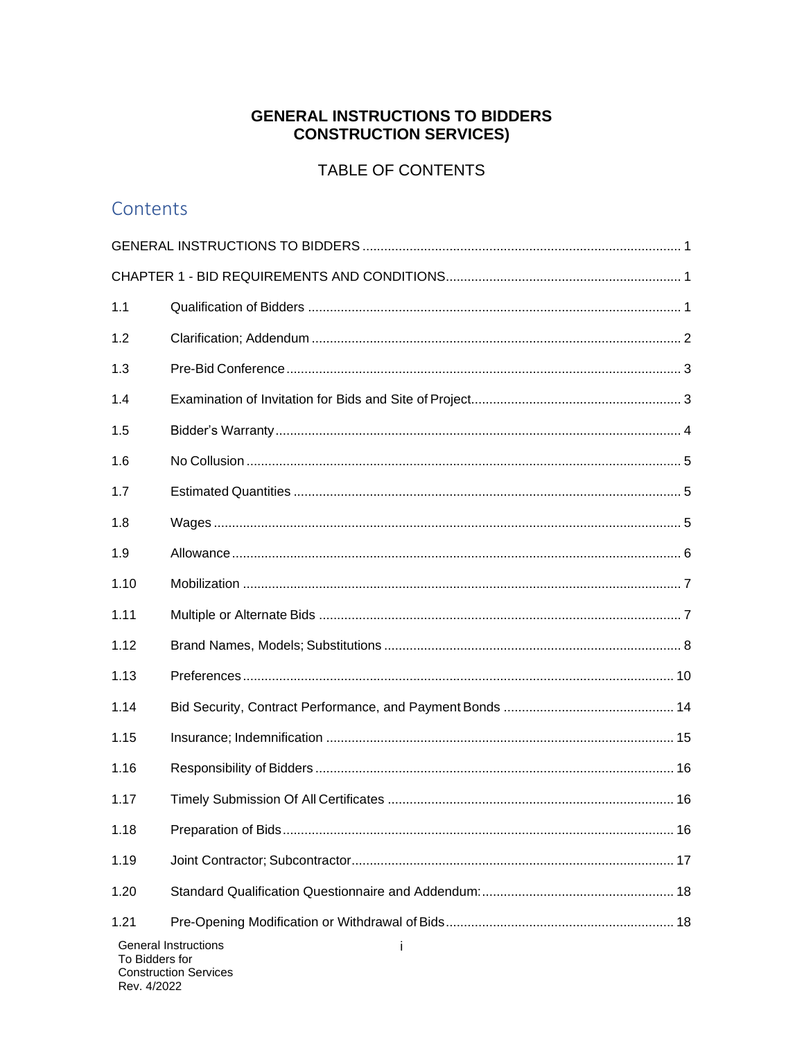# GENERAL INSTRUCTIONS TO BIDDERS
# CONSTRUCTION SERVICES)

## TABLE OF CONTENTS

## Contents

GENERAL INSTRUCTIONS TO BIDDERS ..... 1

CHAPTER 1 - BID REQUIREMENTS AND CONDITIONS ..... 1

| | | |
|---|---|---|
| 1.1 | Qualification of Bidders | 1 |
| 1.2 | Clarification; Addendum | 2 |
| 1.3 | Pre-Bid Conference | 3 |
| 1.4 | Examination of Invitation for Bids and Site of Project | 3 |
| 1.5 | Bidder's Warranty | 4 |
| 1.6 | No Collusion | 5 |
| 1.7 | Estimated Quantities | 5 |
| 1.8 | Wages | 5 |
| 1.9 | Allowance | 6 |
| 1.10 | Mobilization | 7 |
| 1.11 | Multiple or Alternate Bids | 7 |
| 1.12 | Brand Names, Models; Substitutions | 8 |
| 1.13 | Preferences | 10 |
| 1.14 | Bid Security, Contract Performance, and Payment Bonds | 14 |
| 1.15 | Insurance; Indemnification | 15 |
| 1.16 | Responsibility of Bidders | 16 |
| 1.17 | Timely Submission Of All Certificates | 16 |
| 1.18 | Preparation of Bids | 16 |
| 1.19 | Joint Contractor; Subcontractor | 17 |
| 1.20 | Standard Qualification Questionnaire and Addendum: | 18 |
| 1.21 | Pre-Opening Modification or Withdrawal of Bids | 18 |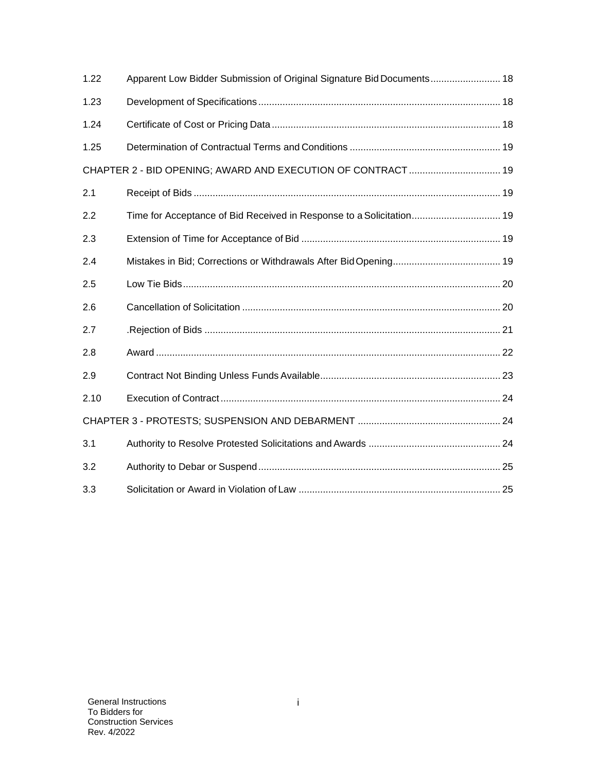| | | |
|---|---|---|
| 1.22 | Apparent Low Bidder Submission of Original Signature Bid Documents | 18 |
| 1.23 | Development of Specifications | 18 |
| 1.24 | Certificate of Cost or Pricing Data | 18 |
| 1.25 | Determination of Contractual Terms and Conditions | 19 |
| CHAPTER 2 - BID OPENING; AWARD AND EXECUTION OF CONTRACT | | 19 |
| 2.1 | Receipt of Bids | 19 |
| 2.2 | Time for Acceptance of Bid Received in Response to a Solicitation | 19 |
| 2.3 | Extension of Time for Acceptance of Bid | 19 |
| 2.4 | Mistakes in Bid; Corrections or Withdrawals After Bid Opening | 19 |
| 2.5 | Low Tie Bids | 20 |
| 2.6 | Cancellation of Solicitation | 20 |
| 2.7 | .Rejection of Bids | 21 |
| 2.8 | Award | 22 |
| 2.9 | Contract Not Binding Unless Funds Available | 23 |
| 2.10 | Execution of Contract | 24 |
| CHAPTER 3 - PROTESTS; SUSPENSION AND DEBARMENT | | 24 |
| 3.1 | Authority to Resolve Protested Solicitations and Awards | 24 |
| 3.2 | Authority to Debar or Suspend | 25 |
| 3.3 | Solicitation or Award in Violation of Law | 25 |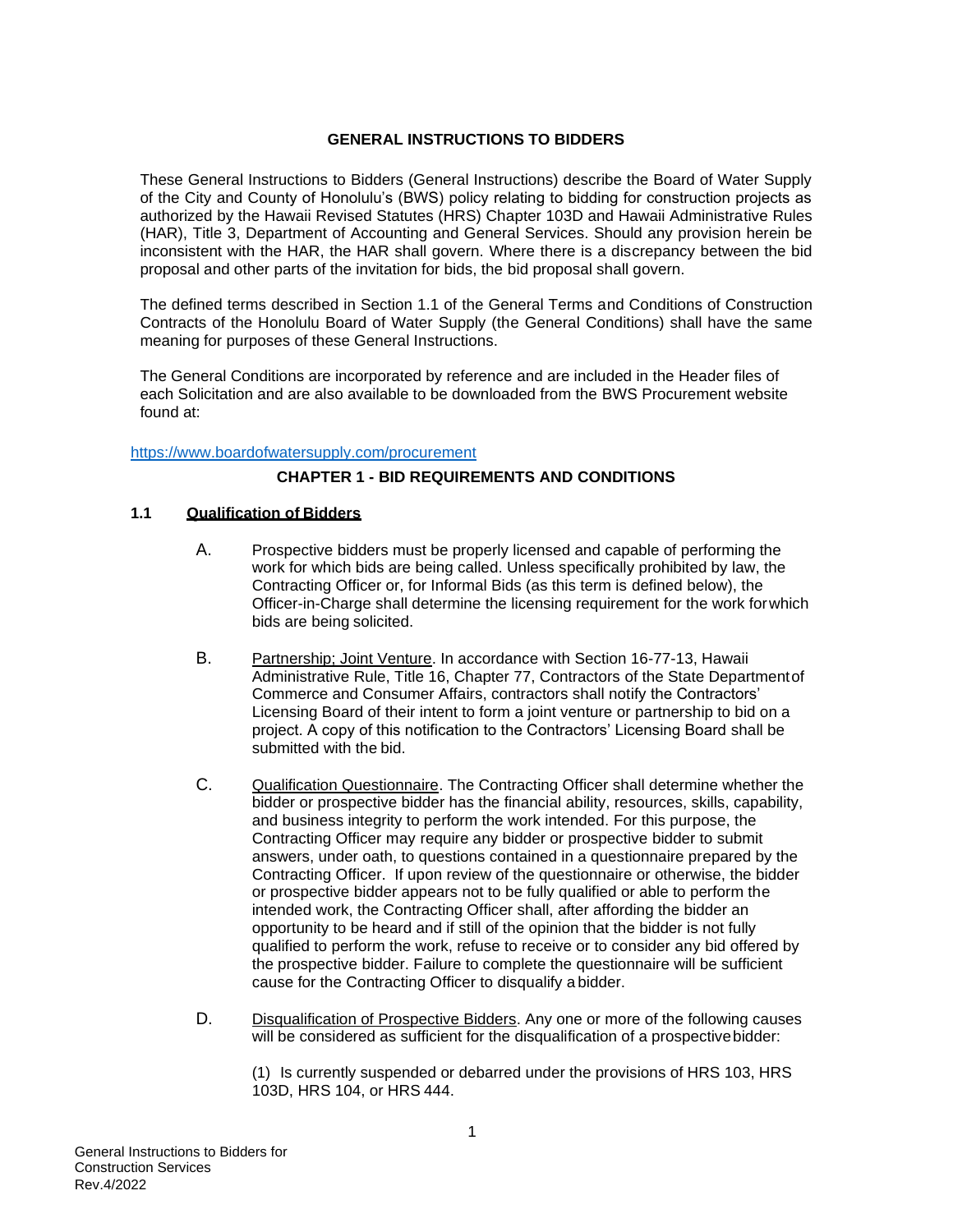## GENERAL INSTRUCTIONS TO BIDDERS

These General Instructions to Bidders (General Instructions) describe the Board of Water Supply of the City and County of Honolulu's (BWS) policy relating to bidding for construction projects as authorized by the Hawaii Revised Statutes (HRS) Chapter 103D and Hawaii Administrative Rules (HAR), Title 3, Department of Accounting and General Services. Should any provision herein be inconsistent with the HAR, the HAR shall govern. Where there is a discrepancy between the bid proposal and other parts of the invitation for bids, the bid proposal shall govern.

The defined terms described in Section 1.1 of the General Terms and Conditions of Construction Contracts of the Honolulu Board of Water Supply (the General Conditions) shall have the same meaning for purposes of these General Instructions.

The General Conditions are incorporated by reference and are included in the Header files of each Solicitation and are also available to be downloaded from the BWS Procurement website found at:

https://www.boardofwatersupply.com/procurement

## CHAPTER 1 - BID REQUIREMENTS AND CONDITIONS

### 1.1 Qualification of Bidders

A. Prospective bidders must be properly licensed and capable of performing the work for which bids are being called. Unless specifically prohibited by law, the Contracting Officer or, for Informal Bids (as this term is defined below), the Officer-in-Charge shall determine the licensing requirement for the work for which bids are being solicited.

B. Partnership; Joint Venture. In accordance with Section 16-77-13, Hawaii Administrative Rule, Title 16, Chapter 77, Contractors of the State Department of Commerce and Consumer Affairs, contractors shall notify the Contractors' Licensing Board of their intent to form a joint venture or partnership to bid on a project. A copy of this notification to the Contractors' Licensing Board shall be submitted with the bid.

C. Qualification Questionnaire. The Contracting Officer shall determine whether the bidder or prospective bidder has the financial ability, resources, skills, capability, and business integrity to perform the work intended. For this purpose, the Contracting Officer may require any bidder or prospective bidder to submit answers, under oath, to questions contained in a questionnaire prepared by the Contracting Officer. If upon review of the questionnaire or otherwise, the bidder or prospective bidder appears not to be fully qualified or able to perform the intended work, the Contracting Officer shall, after affording the bidder an opportunity to be heard and if still of the opinion that the bidder is not fully qualified to perform the work, refuse to receive or to consider any bid offered by the prospective bidder. Failure to complete the questionnaire will be sufficient cause for the Contracting Officer to disqualify a bidder.

D. Disqualification of Prospective Bidders. Any one or more of the following causes will be considered as sufficient for the disqualification of a prospective bidder:

(1) Is currently suspended or debarred under the provisions of HRS 103, HRS 103D, HRS 104, or HRS 444.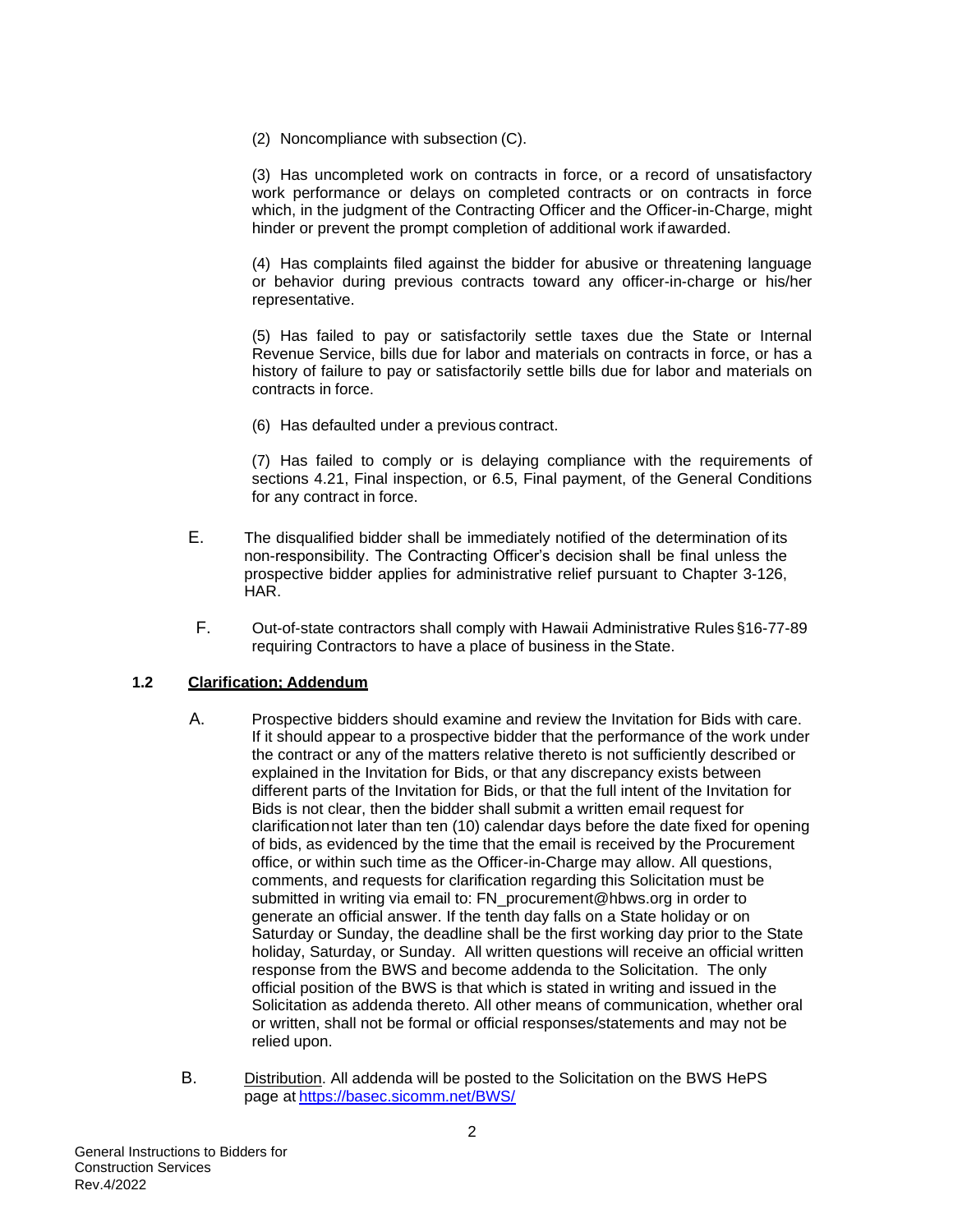(2) Noncompliance with subsection (C).

(3) Has uncompleted work on contracts in force, or a record of unsatisfactory work performance or delays on completed contracts or on contracts in force which, in the judgment of the Contracting Officer and the Officer-in-Charge, might hinder or prevent the prompt completion of additional work if awarded.

(4) Has complaints filed against the bidder for abusive or threatening language or behavior during previous contracts toward any officer-in-charge or his/her representative.

(5) Has failed to pay or satisfactorily settle taxes due the State or Internal Revenue Service, bills due for labor and materials on contracts in force, or has a history of failure to pay or satisfactorily settle bills due for labor and materials on contracts in force.

(6) Has defaulted under a previous contract.

(7) Has failed to comply or is delaying compliance with the requirements of sections 4.21, Final inspection, or 6.5, Final payment, of the General Conditions for any contract in force.

E. The disqualified bidder shall be immediately notified of the determination of its non-responsibility. The Contracting Officer's decision shall be final unless the prospective bidder applies for administrative relief pursuant to Chapter 3-126, HAR.

F. Out-of-state contractors shall comply with Hawaii Administrative Rules §16-77-89 requiring Contractors to have a place of business in the State.

### 1.2 Clarification; Addendum

A. Prospective bidders should examine and review the Invitation for Bids with care. If it should appear to a prospective bidder that the performance of the work under the contract or any of the matters relative thereto is not sufficiently described or explained in the Invitation for Bids, or that any discrepancy exists between different parts of the Invitation for Bids, or that the full intent of the Invitation for Bids is not clear, then the bidder shall submit a written email request for clarification not later than ten (10) calendar days before the date fixed for opening of bids, as evidenced by the time that the email is received by the Procurement office, or within such time as the Officer-in-Charge may allow. All questions, comments, and requests for clarification regarding this Solicitation must be submitted in writing via email to: FN_procurement@hbws.org in order to generate an official answer. If the tenth day falls on a State holiday or on Saturday or Sunday, the deadline shall be the first working day prior to the State holiday, Saturday, or Sunday. All written questions will receive an official written response from the BWS and become addenda to the Solicitation. The only official position of the BWS is that which is stated in writing and issued in the Solicitation as addenda thereto. All other means of communication, whether oral or written, shall not be formal or official responses/statements and may not be relied upon.

B. Distribution. All addenda will be posted to the Solicitation on the BWS HePS page at https://basec.sicomm.net/BWS/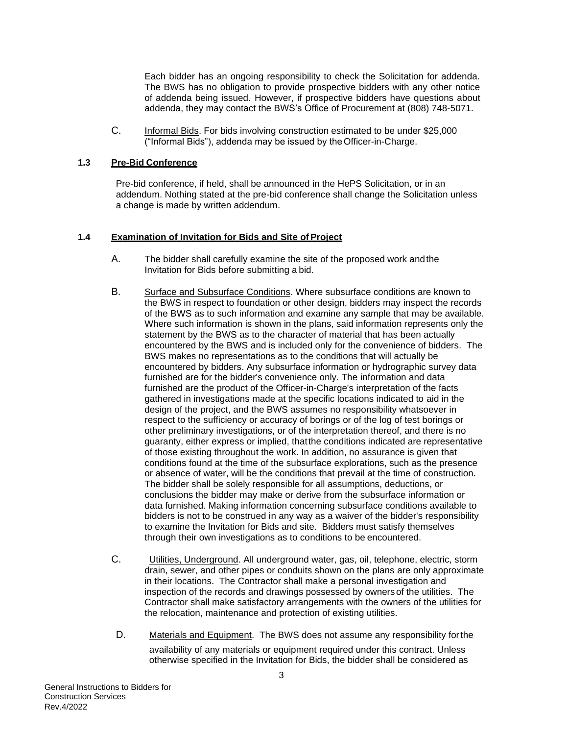Each bidder has an ongoing responsibility to check the Solicitation for addenda. The BWS has no obligation to provide prospective bidders with any other notice of addenda being issued. However, if prospective bidders have questions about addenda, they may contact the BWS's Office of Procurement at (808) 748-5071.

C. Informal Bids. For bids involving construction estimated to be under $25,000 ("Informal Bids"), addenda may be issued by the Officer-in-Charge.

### 1.3 Pre-Bid Conference

Pre-bid conference, if held, shall be announced in the HePS Solicitation, or in an addendum. Nothing stated at the pre-bid conference shall change the Solicitation unless a change is made by written addendum.

### 1.4 Examination of Invitation for Bids and Site of Project

A. The bidder shall carefully examine the site of the proposed work and the Invitation for Bids before submitting a bid.

B. Surface and Subsurface Conditions. Where subsurface conditions are known to the BWS in respect to foundation or other design, bidders may inspect the records of the BWS as to such information and examine any sample that may be available. Where such information is shown in the plans, said information represents only the statement by the BWS as to the character of material that has been actually encountered by the BWS and is included only for the convenience of bidders. The BWS makes no representations as to the conditions that will actually be encountered by bidders. Any subsurface information or hydrographic survey data furnished are for the bidder's convenience only. The information and data furnished are the product of the Officer-in-Charge's interpretation of the facts gathered in investigations made at the specific locations indicated to aid in the design of the project, and the BWS assumes no responsibility whatsoever in respect to the sufficiency or accuracy of borings or of the log of test borings or other preliminary investigations, or of the interpretation thereof, and there is no guaranty, either express or implied, that the conditions indicated are representative of those existing throughout the work. In addition, no assurance is given that conditions found at the time of the subsurface explorations, such as the presence or absence of water, will be the conditions that prevail at the time of construction. The bidder shall be solely responsible for all assumptions, deductions, or conclusions the bidder may make or derive from the subsurface information or data furnished. Making information concerning subsurface conditions available to bidders is not to be construed in any way as a waiver of the bidder's responsibility to examine the Invitation for Bids and site. Bidders must satisfy themselves through their own investigations as to conditions to be encountered.

C. Utilities, Underground. All underground water, gas, oil, telephone, electric, storm drain, sewer, and other pipes or conduits shown on the plans are only approximate in their locations. The Contractor shall make a personal investigation and inspection of the records and drawings possessed by owners of the utilities. The Contractor shall make satisfactory arrangements with the owners of the utilities for the relocation, maintenance and protection of existing utilities.

D. Materials and Equipment. The BWS does not assume any responsibility for the availability of any materials or equipment required under this contract. Unless otherwise specified in the Invitation for Bids, the bidder shall be considered as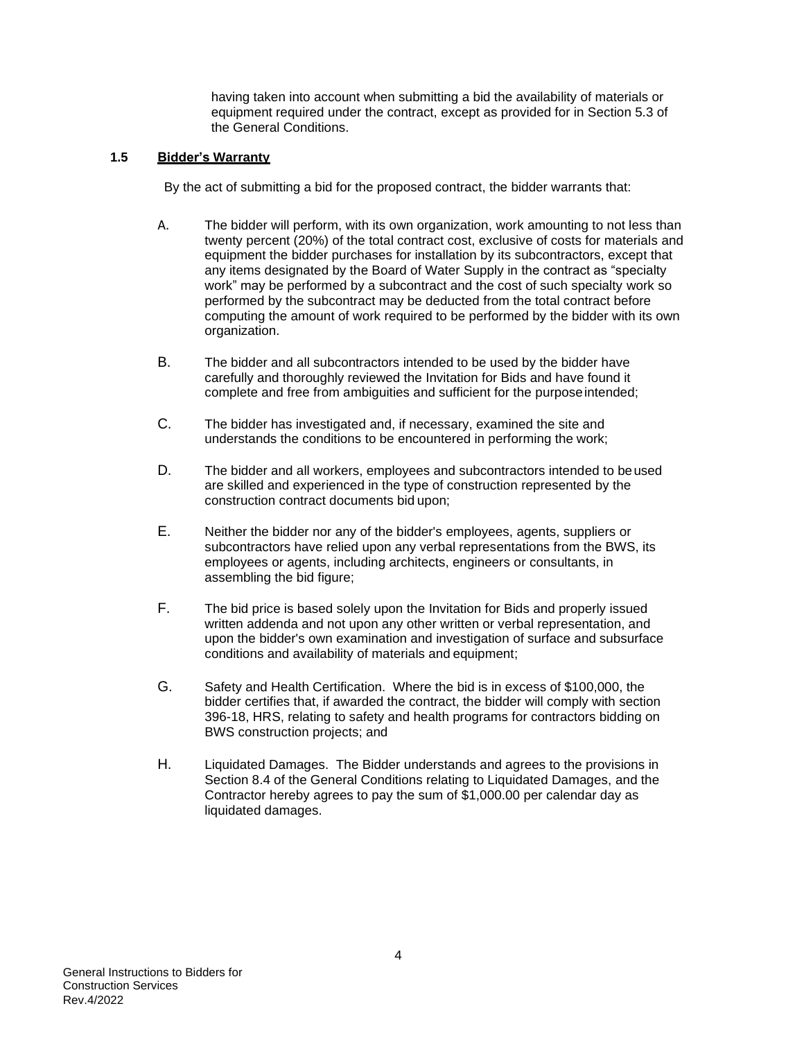having taken into account when submitting a bid the availability of materials or equipment required under the contract, except as provided for in Section 5.3 of the General Conditions.

### 1.5 **Bidder's Warranty**

By the act of submitting a bid for the proposed contract, the bidder warrants that:

A. The bidder will perform, with its own organization, work amounting to not less than twenty percent (20%) of the total contract cost, exclusive of costs for materials and equipment the bidder purchases for installation by its subcontractors, except that any items designated by the Board of Water Supply in the contract as "specialty work" may be performed by a subcontract and the cost of such specialty work so performed by the subcontract may be deducted from the total contract before computing the amount of work required to be performed by the bidder with its own organization.

B. The bidder and all subcontractors intended to be used by the bidder have carefully and thoroughly reviewed the Invitation for Bids and have found it complete and free from ambiguities and sufficient for the purpose intended;

C. The bidder has investigated and, if necessary, examined the site and understands the conditions to be encountered in performing the work;

D. The bidder and all workers, employees and subcontractors intended to be used are skilled and experienced in the type of construction represented by the construction contract documents bid upon;

E. Neither the bidder nor any of the bidder's employees, agents, suppliers or subcontractors have relied upon any verbal representations from the BWS, its employees or agents, including architects, engineers or consultants, in assembling the bid figure;

F. The bid price is based solely upon the Invitation for Bids and properly issued written addenda and not upon any other written or verbal representation, and upon the bidder's own examination and investigation of surface and subsurface conditions and availability of materials and equipment;

G. Safety and Health Certification. Where the bid is in excess of $100,000, the bidder certifies that, if awarded the contract, the bidder will comply with section 396-18, HRS, relating to safety and health programs for contractors bidding on BWS construction projects; and

H. Liquidated Damages. The Bidder understands and agrees to the provisions in Section 8.4 of the General Conditions relating to Liquidated Damages, and the Contractor hereby agrees to pay the sum of $1,000.00 per calendar day as liquidated damages.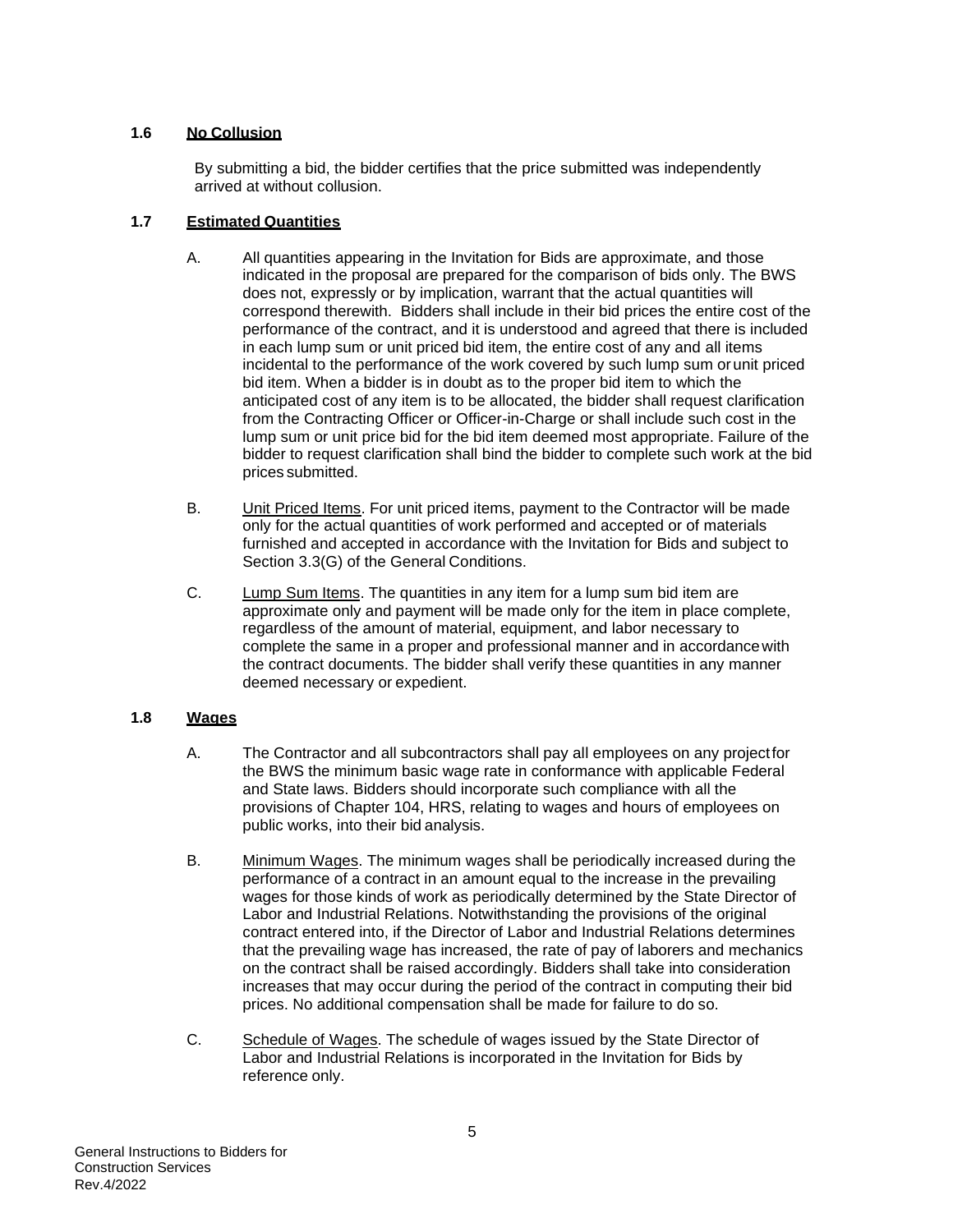### 1.6 <u>No Collusion</u>

By submitting a bid, the bidder certifies that the price submitted was independently arrived at without collusion.

### 1.7 <u>Estimated Quantities</u>

A. All quantities appearing in the Invitation for Bids are approximate, and those indicated in the proposal are prepared for the comparison of bids only. The BWS does not, expressly or by implication, warrant that the actual quantities will correspond therewith. Bidders shall include in their bid prices the entire cost of the performance of the contract, and it is understood and agreed that there is included in each lump sum or unit priced bid item, the entire cost of any and all items incidental to the performance of the work covered by such lump sum or unit priced bid item. When a bidder is in doubt as to the proper bid item to which the anticipated cost of any item is to be allocated, the bidder shall request clarification from the Contracting Officer or Officer-in-Charge or shall include such cost in the lump sum or unit price bid for the bid item deemed most appropriate. Failure of the bidder to request clarification shall bind the bidder to complete such work at the bid prices submitted.

B. <u>Unit Priced Items</u>. For unit priced items, payment to the Contractor will be made only for the actual quantities of work performed and accepted or of materials furnished and accepted in accordance with the Invitation for Bids and subject to Section 3.3(G) of the General Conditions.

C. <u>Lump Sum Items</u>. The quantities in any item for a lump sum bid item are approximate only and payment will be made only for the item in place complete, regardless of the amount of material, equipment, and labor necessary to complete the same in a proper and professional manner and in accordance with the contract documents. The bidder shall verify these quantities in any manner deemed necessary or expedient.

### 1.8 <u>Wages</u>

A. The Contractor and all subcontractors shall pay all employees on any project for the BWS the minimum basic wage rate in conformance with applicable Federal and State laws. Bidders should incorporate such compliance with all the provisions of Chapter 104, HRS, relating to wages and hours of employees on public works, into their bid analysis.

B. <u>Minimum Wages</u>. The minimum wages shall be periodically increased during the performance of a contract in an amount equal to the increase in the prevailing wages for those kinds of work as periodically determined by the State Director of Labor and Industrial Relations. Notwithstanding the provisions of the original contract entered into, if the Director of Labor and Industrial Relations determines that the prevailing wage has increased, the rate of pay of laborers and mechanics on the contract shall be raised accordingly. Bidders shall take into consideration increases that may occur during the period of the contract in computing their bid prices. No additional compensation shall be made for failure to do so.

C. <u>Schedule of Wages</u>. The schedule of wages issued by the State Director of Labor and Industrial Relations is incorporated in the Invitation for Bids by reference only.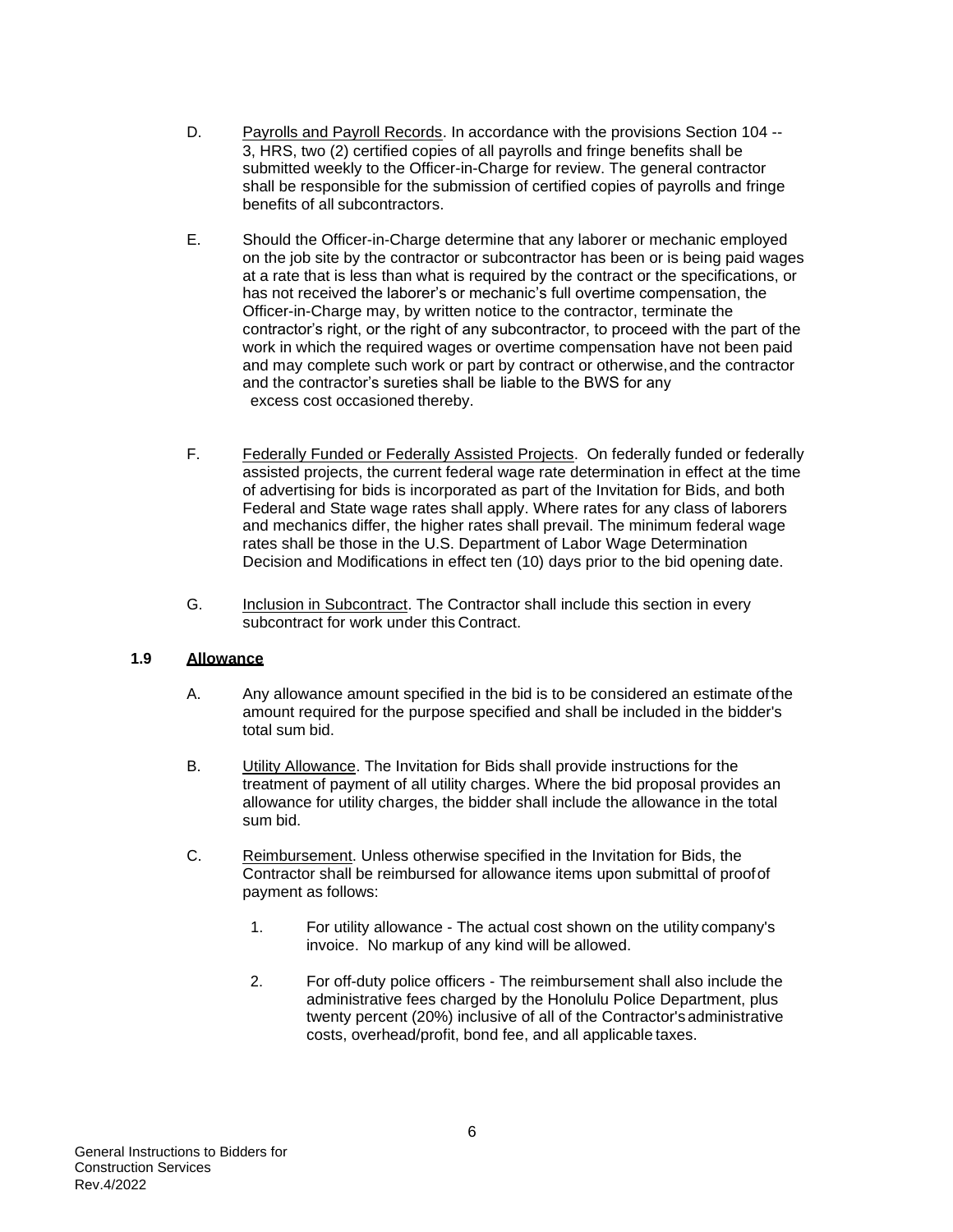D. Payrolls and Payroll Records. In accordance with the provisions Section 104 -- 3, HRS, two (2) certified copies of all payrolls and fringe benefits shall be submitted weekly to the Officer-in-Charge for review. The general contractor shall be responsible for the submission of certified copies of payrolls and fringe benefits of all subcontractors.

E. Should the Officer-in-Charge determine that any laborer or mechanic employed on the job site by the contractor or subcontractor has been or is being paid wages at a rate that is less than what is required by the contract or the specifications, or has not received the laborer's or mechanic's full overtime compensation, the Officer-in-Charge may, by written notice to the contractor, terminate the contractor's right, or the right of any subcontractor, to proceed with the part of the work in which the required wages or overtime compensation have not been paid and may complete such work or part by contract or otherwise, and the contractor and the contractor's sureties shall be liable to the BWS for any excess cost occasioned thereby.

F. Federally Funded or Federally Assisted Projects. On federally funded or federally assisted projects, the current federal wage rate determination in effect at the time of advertising for bids is incorporated as part of the Invitation for Bids, and both Federal and State wage rates shall apply. Where rates for any class of laborers and mechanics differ, the higher rates shall prevail. The minimum federal wage rates shall be those in the U.S. Department of Labor Wage Determination Decision and Modifications in effect ten (10) days prior to the bid opening date.

G. Inclusion in Subcontract. The Contractor shall include this section in every subcontract for work under this Contract.

### 1.9 Allowance

A. Any allowance amount specified in the bid is to be considered an estimate of the amount required for the purpose specified and shall be included in the bidder's total sum bid.

B. Utility Allowance. The Invitation for Bids shall provide instructions for the treatment of payment of all utility charges. Where the bid proposal provides an allowance for utility charges, the bidder shall include the allowance in the total sum bid.

C. Reimbursement. Unless otherwise specified in the Invitation for Bids, the Contractor shall be reimbursed for allowance items upon submittal of proof of payment as follows:

1. For utility allowance - The actual cost shown on the utility company's invoice. No markup of any kind will be allowed.

2. For off-duty police officers - The reimbursement shall also include the administrative fees charged by the Honolulu Police Department, plus twenty percent (20%) inclusive of all of the Contractor's administrative costs, overhead/profit, bond fee, and all applicable taxes.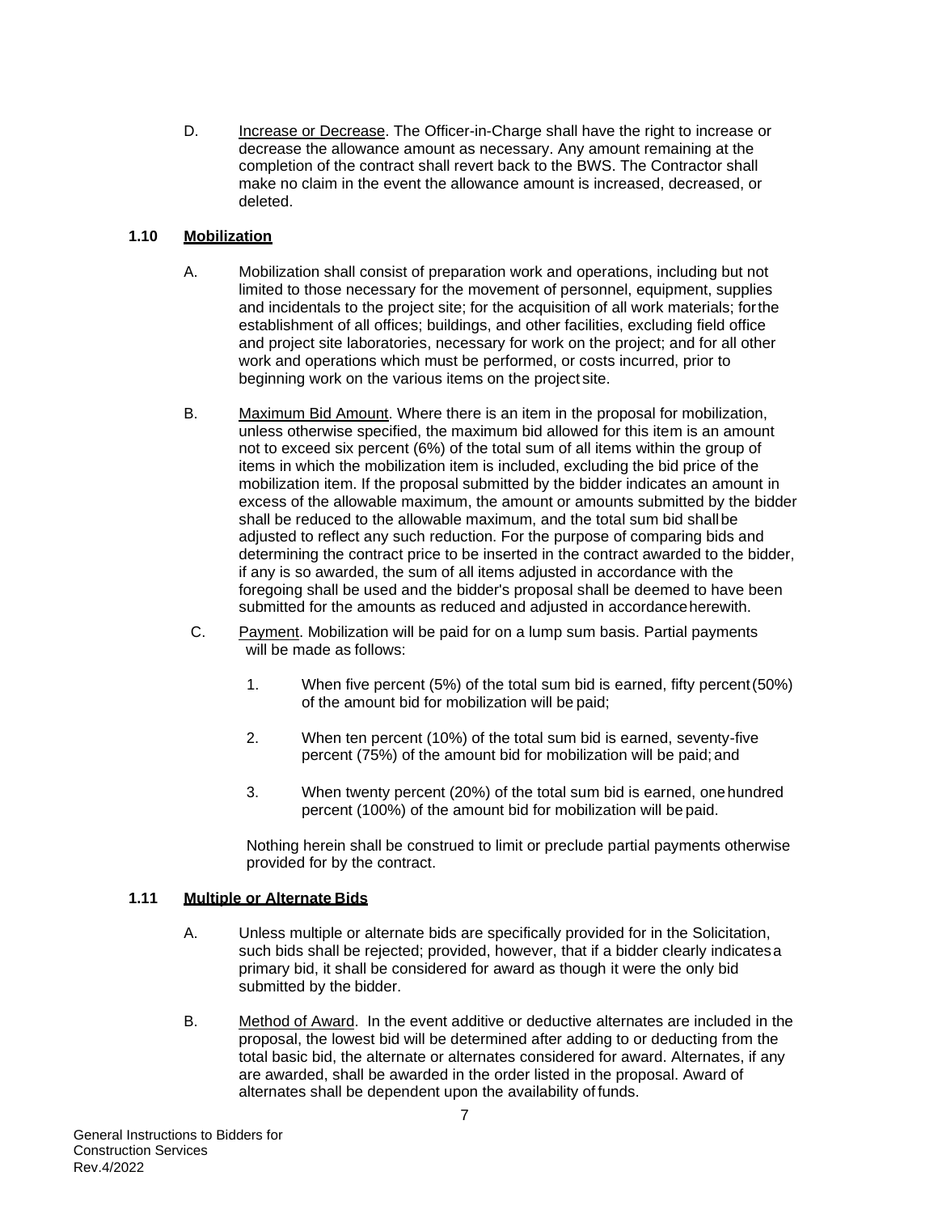D. Increase or Decrease. The Officer-in-Charge shall have the right to increase or decrease the allowance amount as necessary. Any amount remaining at the completion of the contract shall revert back to the BWS. The Contractor shall make no claim in the event the allowance amount is increased, decreased, or deleted.

### 1.10 Mobilization

A. Mobilization shall consist of preparation work and operations, including but not limited to those necessary for the movement of personnel, equipment, supplies and incidentals to the project site; for the acquisition of all work materials; for the establishment of all offices; buildings, and other facilities, excluding field office and project site laboratories, necessary for work on the project; and for all other work and operations which must be performed, or costs incurred, prior to beginning work on the various items on the project site.

B. Maximum Bid Amount. Where there is an item in the proposal for mobilization, unless otherwise specified, the maximum bid allowed for this item is an amount not to exceed six percent (6%) of the total sum of all items within the group of items in which the mobilization item is included, excluding the bid price of the mobilization item. If the proposal submitted by the bidder indicates an amount in excess of the allowable maximum, the amount or amounts submitted by the bidder shall be reduced to the allowable maximum, and the total sum bid shall be adjusted to reflect any such reduction. For the purpose of comparing bids and determining the contract price to be inserted in the contract awarded to the bidder, if any is so awarded, the sum of all items adjusted in accordance with the foregoing shall be used and the bidder's proposal shall be deemed to have been submitted for the amounts as reduced and adjusted in accordance herewith.

C. Payment. Mobilization will be paid for on a lump sum basis. Partial payments will be made as follows:

1. When five percent (5%) of the total sum bid is earned, fifty percent (50%) of the amount bid for mobilization will be paid;

2. When ten percent (10%) of the total sum bid is earned, seventy-five percent (75%) of the amount bid for mobilization will be paid; and

3. When twenty percent (20%) of the total sum bid is earned, one hundred percent (100%) of the amount bid for mobilization will be paid.

Nothing herein shall be construed to limit or preclude partial payments otherwise provided for by the contract.

### 1.11 Multiple or Alternate Bids

A. Unless multiple or alternate bids are specifically provided for in the Solicitation, such bids shall be rejected; provided, however, that if a bidder clearly indicates a primary bid, it shall be considered for award as though it were the only bid submitted by the bidder.

B. Method of Award. In the event additive or deductive alternates are included in the proposal, the lowest bid will be determined after adding to or deducting from the total basic bid, the alternate or alternates considered for award. Alternates, if any are awarded, shall be awarded in the order listed in the proposal. Award of alternates shall be dependent upon the availability of funds.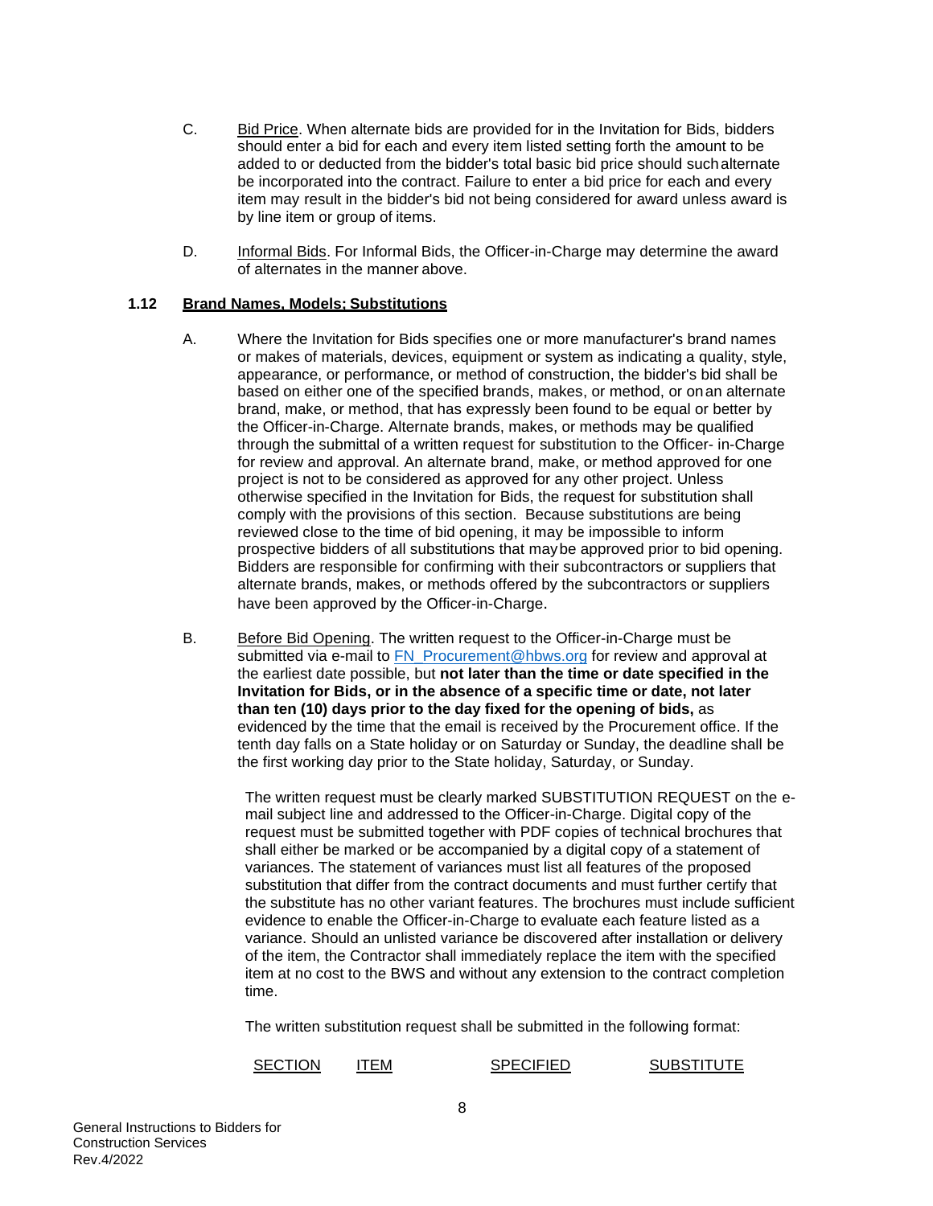C. Bid Price. When alternate bids are provided for in the Invitation for Bids, bidders should enter a bid for each and every item listed setting forth the amount to be added to or deducted from the bidder's total basic bid price should such alternate be incorporated into the contract. Failure to enter a bid price for each and every item may result in the bidder's bid not being considered for award unless award is by line item or group of items.

D. Informal Bids. For Informal Bids, the Officer-in-Charge may determine the award of alternates in the manner above.

### 1.12 Brand Names, Models; Substitutions

A. Where the Invitation for Bids specifies one or more manufacturer's brand names or makes of materials, devices, equipment or system as indicating a quality, style, appearance, or performance, or method of construction, the bidder's bid shall be based on either one of the specified brands, makes, or method, or on an alternate brand, make, or method, that has expressly been found to be equal or better by the Officer-in-Charge. Alternate brands, makes, or methods may be qualified through the submittal of a written request for substitution to the Officer- in-Charge for review and approval. An alternate brand, make, or method approved for one project is not to be considered as approved for any other project. Unless otherwise specified in the Invitation for Bids, the request for substitution shall comply with the provisions of this section. Because substitutions are being reviewed close to the time of bid opening, it may be impossible to inform prospective bidders of all substitutions that may be approved prior to bid opening. Bidders are responsible for confirming with their subcontractors or suppliers that alternate brands, makes, or methods offered by the subcontractors or suppliers have been approved by the Officer-in-Charge.

B. Before Bid Opening. The written request to the Officer-in-Charge must be submitted via e-mail to FN_Procurement@hbws.org for review and approval at the earliest date possible, but **not later than the time or date specified in the Invitation for Bids, or in the absence of a specific time or date, not later than ten (10) days prior to the day fixed for the opening of bids,** as evidenced by the time that the email is received by the Procurement office. If the tenth day falls on a State holiday or on Saturday or Sunday, the deadline shall be the first working day prior to the State holiday, Saturday, or Sunday.

The written request must be clearly marked SUBSTITUTION REQUEST on the e-mail subject line and addressed to the Officer-in-Charge. Digital copy of the request must be submitted together with PDF copies of technical brochures that shall either be marked or be accompanied by a digital copy of a statement of variances. The statement of variances must list all features of the proposed substitution that differ from the contract documents and must further certify that the substitute has no other variant features. The brochures must include sufficient evidence to enable the Officer-in-Charge to evaluate each feature listed as a variance. Should an unlisted variance be discovered after installation or delivery of the item, the Contractor shall immediately replace the item with the specified item at no cost to the BWS and without any extension to the contract completion time.

The written substitution request shall be submitted in the following format:

| SECTION | ITEM | SPECIFIED | SUBSTITUTE |
|---|---|---|---|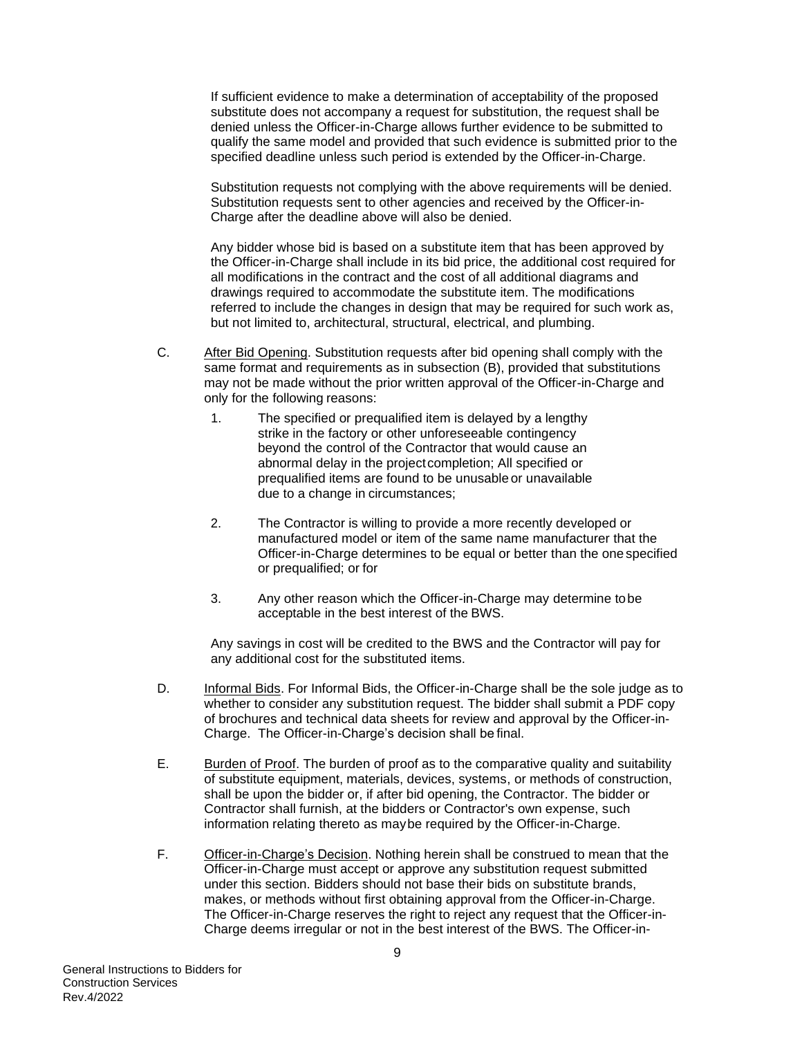If sufficient evidence to make a determination of acceptability of the proposed substitute does not accompany a request for substitution, the request shall be denied unless the Officer-in-Charge allows further evidence to be submitted to qualify the same model and provided that such evidence is submitted prior to the specified deadline unless such period is extended by the Officer-in-Charge.

Substitution requests not complying with the above requirements will be denied. Substitution requests sent to other agencies and received by the Officer-in-Charge after the deadline above will also be denied.

Any bidder whose bid is based on a substitute item that has been approved by the Officer-in-Charge shall include in its bid price, the additional cost required for all modifications in the contract and the cost of all additional diagrams and drawings required to accommodate the substitute item. The modifications referred to include the changes in design that may be required for such work as, but not limited to, architectural, structural, electrical, and plumbing.

C. After Bid Opening. Substitution requests after bid opening shall comply with the same format and requirements as in subsection (B), provided that substitutions may not be made without the prior written approval of the Officer-in-Charge and only for the following reasons:

1. The specified or prequalified item is delayed by a lengthy strike in the factory or other unforeseeable contingency beyond the control of the Contractor that would cause an abnormal delay in the project completion; All specified or prequalified items are found to be unusable or unavailable due to a change in circumstances;

2. The Contractor is willing to provide a more recently developed or manufactured model or item of the same name manufacturer that the Officer-in-Charge determines to be equal or better than the one specified or prequalified; or for

3. Any other reason which the Officer-in-Charge may determine to be acceptable in the best interest of the BWS.

Any savings in cost will be credited to the BWS and the Contractor will pay for any additional cost for the substituted items.

D. Informal Bids. For Informal Bids, the Officer-in-Charge shall be the sole judge as to whether to consider any substitution request. The bidder shall submit a PDF copy of brochures and technical data sheets for review and approval by the Officer-in-Charge. The Officer-in-Charge's decision shall be final.

E. Burden of Proof. The burden of proof as to the comparative quality and suitability of substitute equipment, materials, devices, systems, or methods of construction, shall be upon the bidder or, if after bid opening, the Contractor. The bidder or Contractor shall furnish, at the bidders or Contractor's own expense, such information relating thereto as may be required by the Officer-in-Charge.

F. Officer-in-Charge's Decision. Nothing herein shall be construed to mean that the Officer-in-Charge must accept or approve any substitution request submitted under this section. Bidders should not base their bids on substitute brands, makes, or methods without first obtaining approval from the Officer-in-Charge. The Officer-in-Charge reserves the right to reject any request that the Officer-in-Charge deems irregular or not in the best interest of the BWS. The Officer-in-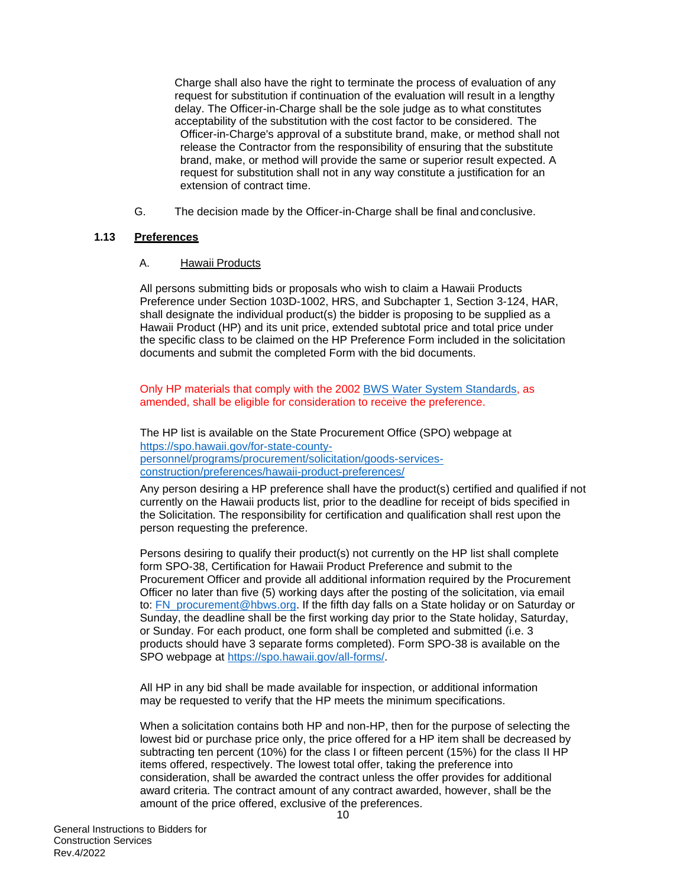Charge shall also have the right to terminate the process of evaluation of any request for substitution if continuation of the evaluation will result in a lengthy delay. The Officer-in-Charge shall be the sole judge as to what constitutes acceptability of the substitution with the cost factor to be considered. The Officer-in-Charge's approval of a substitute brand, make, or method shall not release the Contractor from the responsibility of ensuring that the substitute brand, make, or method will provide the same or superior result expected. A request for substitution shall not in any way constitute a justification for an extension of contract time.

G. The decision made by the Officer-in-Charge shall be final and conclusive.

### 1.13 Preferences

A. Hawaii Products

All persons submitting bids or proposals who wish to claim a Hawaii Products Preference under Section 103D-1002, HRS, and Subchapter 1, Section 3-124, HAR, shall designate the individual product(s) the bidder is proposing to be supplied as a Hawaii Product (HP) and its unit price, extended subtotal price and total price under the specific class to be claimed on the HP Preference Form included in the solicitation documents and submit the completed Form with the bid documents.

Only HP materials that comply with the 2002 BWS Water System Standards, as amended, shall be eligible for consideration to receive the preference.

The HP list is available on the State Procurement Office (SPO) webpage at https://spo.hawaii.gov/for-state-county-personnel/programs/procurement/solicitation/goods-services-construction/preferences/hawaii-product-preferences/

Any person desiring a HP preference shall have the product(s) certified and qualified if not currently on the Hawaii products list, prior to the deadline for receipt of bids specified in the Solicitation. The responsibility for certification and qualification shall rest upon the person requesting the preference.

Persons desiring to qualify their product(s) not currently on the HP list shall complete form SPO-38, Certification for Hawaii Product Preference and submit to the Procurement Officer and provide all additional information required by the Procurement Officer no later than five (5) working days after the posting of the solicitation, via email to: FN_procurement@hbws.org. If the fifth day falls on a State holiday or on Saturday or Sunday, the deadline shall be the first working day prior to the State holiday, Saturday, or Sunday. For each product, one form shall be completed and submitted (i.e. 3 products should have 3 separate forms completed). Form SPO-38 is available on the SPO webpage at https://spo.hawaii.gov/all-forms/.

All HP in any bid shall be made available for inspection, or additional information may be requested to verify that the HP meets the minimum specifications.

When a solicitation contains both HP and non-HP, then for the purpose of selecting the lowest bid or purchase price only, the price offered for a HP item shall be decreased by subtracting ten percent (10%) for the class I or fifteen percent (15%) for the class II HP items offered, respectively. The lowest total offer, taking the preference into consideration, shall be awarded the contract unless the offer provides for additional award criteria. The contract amount of any contract awarded, however, shall be the amount of the price offered, exclusive of the preferences.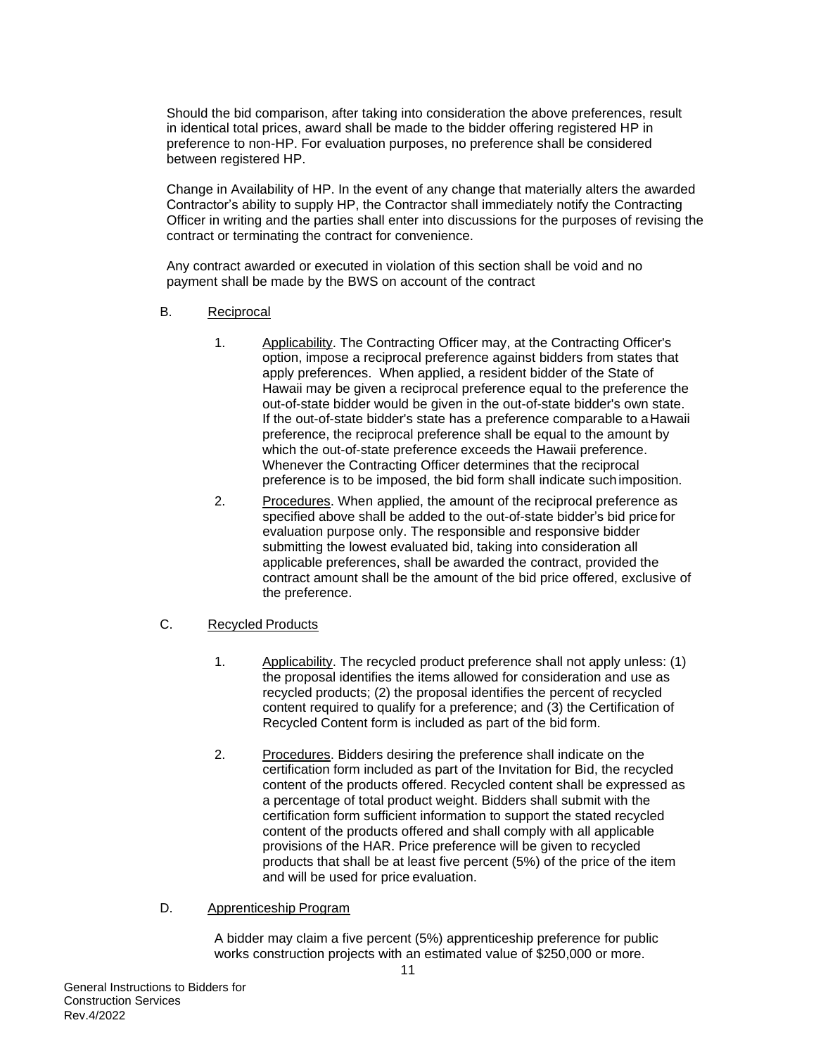Should the bid comparison, after taking into consideration the above preferences, result in identical total prices, award shall be made to the bidder offering registered HP in preference to non-HP. For evaluation purposes, no preference shall be considered between registered HP.

Change in Availability of HP. In the event of any change that materially alters the awarded Contractor's ability to supply HP, the Contractor shall immediately notify the Contracting Officer in writing and the parties shall enter into discussions for the purposes of revising the contract or terminating the contract for convenience.

Any contract awarded or executed in violation of this section shall be void and no payment shall be made by the BWS on account of the contract

B. Reciprocal

1. Applicability. The Contracting Officer may, at the Contracting Officer's option, impose a reciprocal preference against bidders from states that apply preferences. When applied, a resident bidder of the State of Hawaii may be given a reciprocal preference equal to the preference the out-of-state bidder would be given in the out-of-state bidder's own state. If the out-of-state bidder's state has a preference comparable to a Hawaii preference, the reciprocal preference shall be equal to the amount by which the out-of-state preference exceeds the Hawaii preference. Whenever the Contracting Officer determines that the reciprocal preference is to be imposed, the bid form shall indicate such imposition.

2. Procedures. When applied, the amount of the reciprocal preference as specified above shall be added to the out-of-state bidder's bid price for evaluation purpose only. The responsible and responsive bidder submitting the lowest evaluated bid, taking into consideration all applicable preferences, shall be awarded the contract, provided the contract amount shall be the amount of the bid price offered, exclusive of the preference.

C. Recycled Products

1. Applicability. The recycled product preference shall not apply unless: (1) the proposal identifies the items allowed for consideration and use as recycled products; (2) the proposal identifies the percent of recycled content required to qualify for a preference; and (3) the Certification of Recycled Content form is included as part of the bid form.

2. Procedures. Bidders desiring the preference shall indicate on the certification form included as part of the Invitation for Bid, the recycled content of the products offered. Recycled content shall be expressed as a percentage of total product weight. Bidders shall submit with the certification form sufficient information to support the stated recycled content of the products offered and shall comply with all applicable provisions of the HAR. Price preference will be given to recycled products that shall be at least five percent (5%) of the price of the item and will be used for price evaluation.

D. Apprenticeship Program

A bidder may claim a five percent (5%) apprenticeship preference for public works construction projects with an estimated value of $250,000 or more.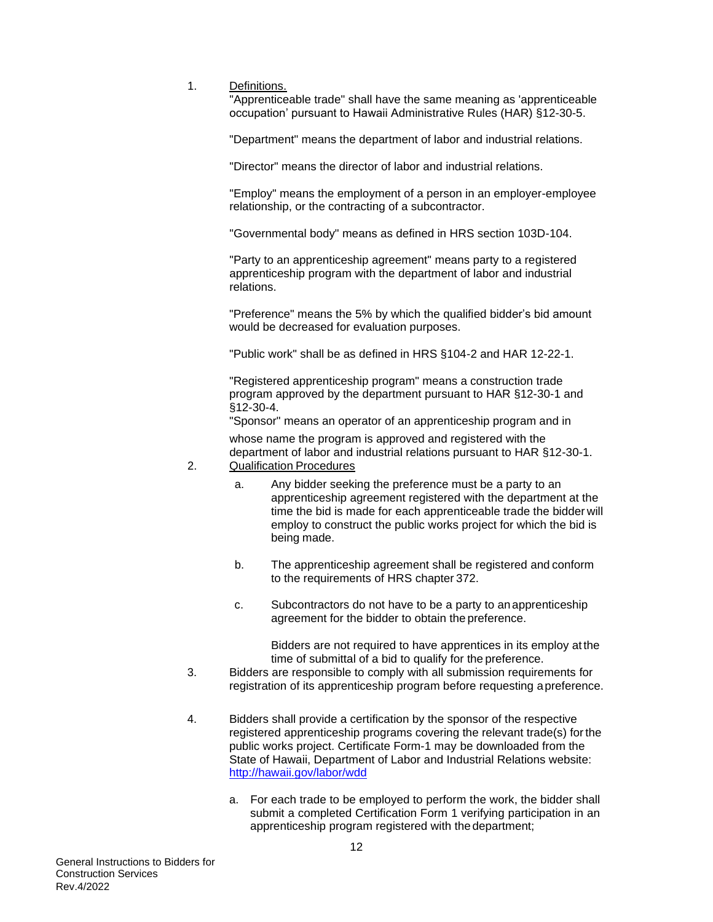1. Definitions.

   "Apprenticeable trade" shall have the same meaning as 'apprenticeable occupation' pursuant to Hawaii Administrative Rules (HAR) §12-30-5.

   "Department" means the department of labor and industrial relations.

   "Director" means the director of labor and industrial relations.

   "Employ" means the employment of a person in an employer-employee relationship, or the contracting of a subcontractor.

   "Governmental body" means as defined in HRS section 103D-104.

   "Party to an apprenticeship agreement" means party to a registered apprenticeship program with the department of labor and industrial relations.

   "Preference" means the 5% by which the qualified bidder's bid amount would be decreased for evaluation purposes.

   "Public work" shall be as defined in HRS §104-2 and HAR 12-22-1.

   "Registered apprenticeship program" means a construction trade program approved by the department pursuant to HAR §12-30-1 and §12-30-4.

   "Sponsor" means an operator of an apprenticeship program and in whose name the program is approved and registered with the department of labor and industrial relations pursuant to HAR §12-30-1.

2. Qualification Procedures

   a. Any bidder seeking the preference must be a party to an apprenticeship agreement registered with the department at the time the bid is made for each apprenticeable trade the bidder will employ to construct the public works project for which the bid is being made.

   b. The apprenticeship agreement shall be registered and conform to the requirements of HRS chapter 372.

   c. Subcontractors do not have to be a party to an apprenticeship agreement for the bidder to obtain the preference.

      Bidders are not required to have apprentices in its employ at the time of submittal of a bid to qualify for the preference.

3. Bidders are responsible to comply with all submission requirements for registration of its apprenticeship program before requesting a preference.

4. Bidders shall provide a certification by the sponsor of the respective registered apprenticeship programs covering the relevant trade(s) for the public works project. Certificate Form-1 may be downloaded from the State of Hawaii, Department of Labor and Industrial Relations website: http://hawaii.gov/labor/wdd

   a. For each trade to be employed to perform the work, the bidder shall submit a completed Certification Form 1 verifying participation in an apprenticeship program registered with the department;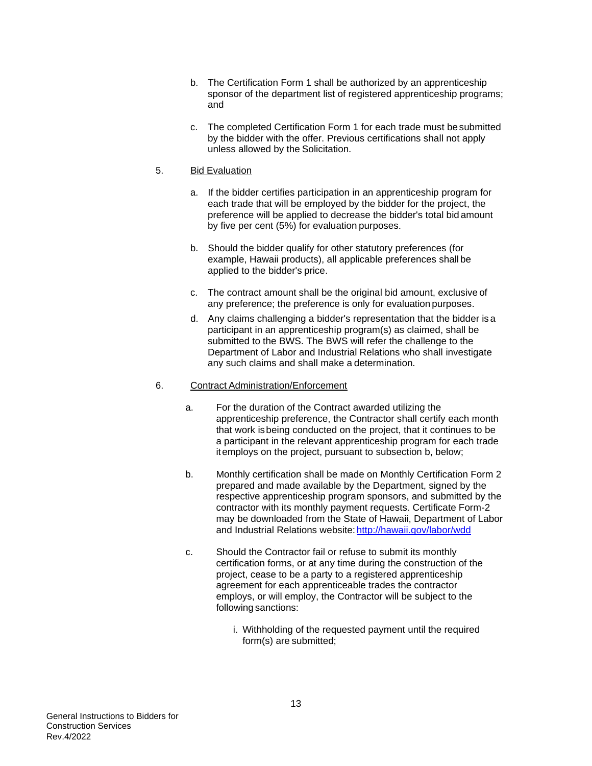b. The Certification Form 1 shall be authorized by an apprenticeship sponsor of the department list of registered apprenticeship programs; and

c. The completed Certification Form 1 for each trade must be submitted by the bidder with the offer. Previous certifications shall not apply unless allowed by the Solicitation.

5. <u>Bid Evaluation</u>

a. If the bidder certifies participation in an apprenticeship program for each trade that will be employed by the bidder for the project, the preference will be applied to decrease the bidder's total bid amount by five per cent (5%) for evaluation purposes.

b. Should the bidder qualify for other statutory preferences (for example, Hawaii products), all applicable preferences shall be applied to the bidder's price.

c. The contract amount shall be the original bid amount, exclusive of any preference; the preference is only for evaluation purposes.

d. Any claims challenging a bidder's representation that the bidder is a participant in an apprenticeship program(s) as claimed, shall be submitted to the BWS. The BWS will refer the challenge to the Department of Labor and Industrial Relations who shall investigate any such claims and shall make a determination.

6. <u>Contract Administration/Enforcement</u>

a. For the duration of the Contract awarded utilizing the apprenticeship preference, the Contractor shall certify each month that work is being conducted on the project, that it continues to be a participant in the relevant apprenticeship program for each trade it employs on the project, pursuant to subsection b, below;

b. Monthly certification shall be made on Monthly Certification Form 2 prepared and made available by the Department, signed by the respective apprenticeship program sponsors, and submitted by the contractor with its monthly payment requests. Certificate Form-2 may be downloaded from the State of Hawaii, Department of Labor and Industrial Relations website: [http://hawaii.gov/labor/wdd](http://hawaii.gov/labor/wdd)

c. Should the Contractor fail or refuse to submit its monthly certification forms, or at any time during the construction of the project, cease to be a party to a registered apprenticeship agreement for each apprenticeable trades the contractor employs, or will employ, the Contractor will be subject to the following sanctions:

i. Withholding of the requested payment until the required form(s) are submitted;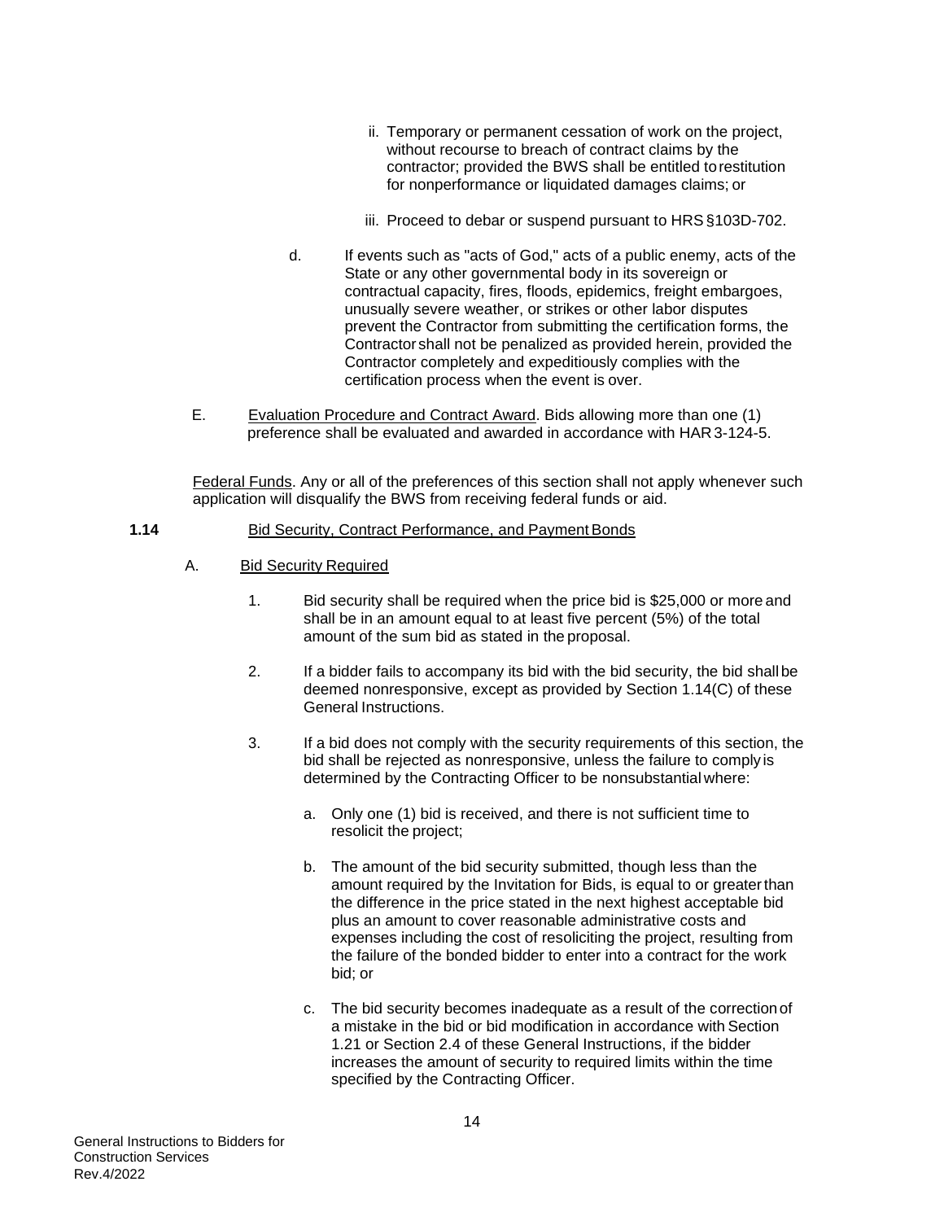ii. Temporary or permanent cessation of work on the project, without recourse to breach of contract claims by the contractor; provided the BWS shall be entitled to restitution for nonperformance or liquidated damages claims; or

iii. Proceed to debar or suspend pursuant to HRS §103D-702.

d. If events such as "acts of God," acts of a public enemy, acts of the State or any other governmental body in its sovereign or contractual capacity, fires, floods, epidemics, freight embargoes, unusually severe weather, or strikes or other labor disputes prevent the Contractor from submitting the certification forms, the Contractor shall not be penalized as provided herein, provided the Contractor completely and expeditiously complies with the certification process when the event is over.

E. Evaluation Procedure and Contract Award. Bids allowing more than one (1) preference shall be evaluated and awarded in accordance with HAR 3-124-5.

Federal Funds. Any or all of the preferences of this section shall not apply whenever such application will disqualify the BWS from receiving federal funds or aid.

**1.14** Bid Security, Contract Performance, and Payment Bonds

A. Bid Security Required

1. Bid security shall be required when the price bid is $25,000 or more and shall be in an amount equal to at least five percent (5%) of the total amount of the sum bid as stated in the proposal.

2. If a bidder fails to accompany its bid with the bid security, the bid shall be deemed nonresponsive, except as provided by Section 1.14(C) of these General Instructions.

3. If a bid does not comply with the security requirements of this section, the bid shall be rejected as nonresponsive, unless the failure to comply is determined by the Contracting Officer to be nonsubstantial where:

a. Only one (1) bid is received, and there is not sufficient time to resolicit the project;

b. The amount of the bid security submitted, though less than the amount required by the Invitation for Bids, is equal to or greater than the difference in the price stated in the next highest acceptable bid plus an amount to cover reasonable administrative costs and expenses including the cost of resoliciting the project, resulting from the failure of the bonded bidder to enter into a contract for the work bid; or

c. The bid security becomes inadequate as a result of the correction of a mistake in the bid or bid modification in accordance with Section 1.21 or Section 2.4 of these General Instructions, if the bidder increases the amount of security to required limits within the time specified by the Contracting Officer.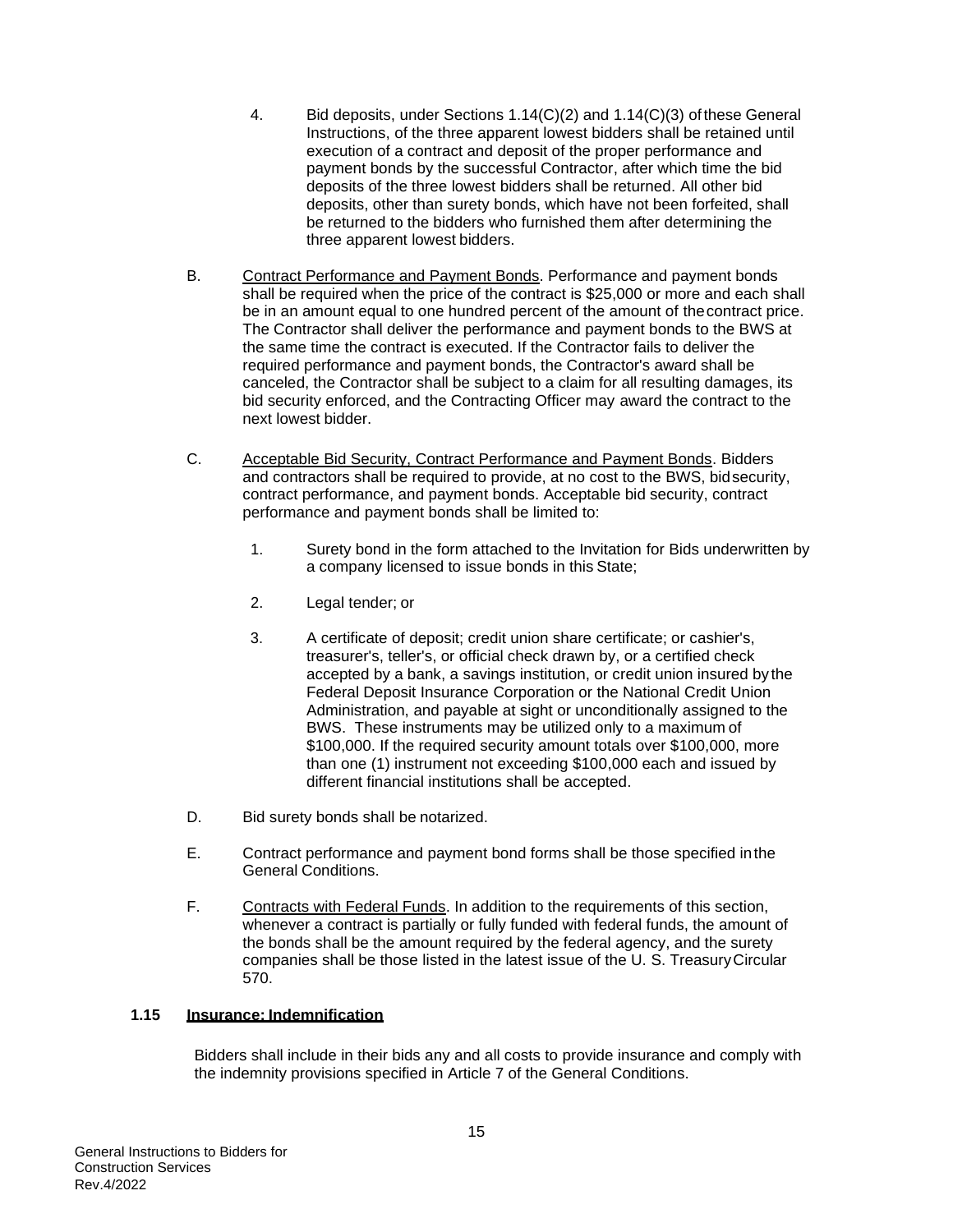4. Bid deposits, under Sections 1.14(C)(2) and 1.14(C)(3) of these General Instructions, of the three apparent lowest bidders shall be retained until execution of a contract and deposit of the proper performance and payment bonds by the successful Contractor, after which time the bid deposits of the three lowest bidders shall be returned. All other bid deposits, other than surety bonds, which have not been forfeited, shall be returned to the bidders who furnished them after determining the three apparent lowest bidders.

B. Contract Performance and Payment Bonds. Performance and payment bonds shall be required when the price of the contract is $25,000 or more and each shall be in an amount equal to one hundred percent of the amount of the contract price. The Contractor shall deliver the performance and payment bonds to the BWS at the same time the contract is executed. If the Contractor fails to deliver the required performance and payment bonds, the Contractor's award shall be canceled, the Contractor shall be subject to a claim for all resulting damages, its bid security enforced, and the Contracting Officer may award the contract to the next lowest bidder.

C. Acceptable Bid Security, Contract Performance and Payment Bonds. Bidders and contractors shall be required to provide, at no cost to the BWS, bid security, contract performance, and payment bonds. Acceptable bid security, contract performance and payment bonds shall be limited to:

1. Surety bond in the form attached to the Invitation for Bids underwritten by a company licensed to issue bonds in this State;

2. Legal tender; or

3. A certificate of deposit; credit union share certificate; or cashier's, treasurer's, teller's, or official check drawn by, or a certified check accepted by a bank, a savings institution, or credit union insured by the Federal Deposit Insurance Corporation or the National Credit Union Administration, and payable at sight or unconditionally assigned to the BWS. These instruments may be utilized only to a maximum of $100,000. If the required security amount totals over $100,000, more than one (1) instrument not exceeding $100,000 each and issued by different financial institutions shall be accepted.

D. Bid surety bonds shall be notarized.

E. Contract performance and payment bond forms shall be those specified in the General Conditions.

F. Contracts with Federal Funds. In addition to the requirements of this section, whenever a contract is partially or fully funded with federal funds, the amount of the bonds shall be the amount required by the federal agency, and the surety companies shall be those listed in the latest issue of the U. S. Treasury Circular 570.

### 1.15 Insurance; Indemnification

Bidders shall include in their bids any and all costs to provide insurance and comply with the indemnity provisions specified in Article 7 of the General Conditions.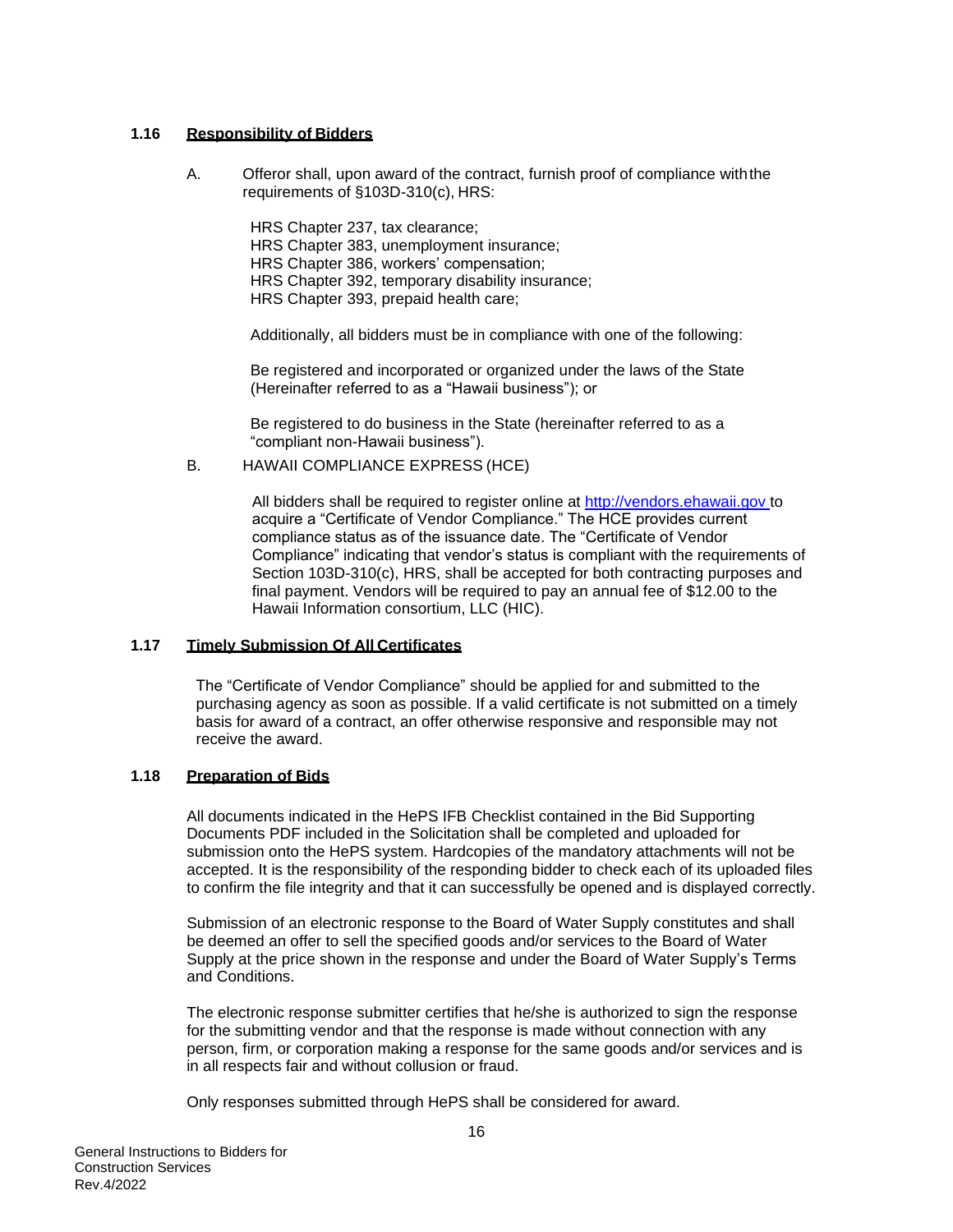### 1.16 **Responsibility of Bidders**

A. Offeror shall, upon award of the contract, furnish proof of compliance with the requirements of §103D-310(c), HRS:

HRS Chapter 237, tax clearance;
HRS Chapter 383, unemployment insurance;
HRS Chapter 386, workers' compensation;
HRS Chapter 392, temporary disability insurance;
HRS Chapter 393, prepaid health care;

Additionally, all bidders must be in compliance with one of the following:

Be registered and incorporated or organized under the laws of the State (Hereinafter referred to as a "Hawaii business"); or

Be registered to do business in the State (hereinafter referred to as a "compliant non-Hawaii business").

B. HAWAII COMPLIANCE EXPRESS (HCE)

All bidders shall be required to register online at http://vendors.ehawaii.gov to acquire a "Certificate of Vendor Compliance." The HCE provides current compliance status as of the issuance date. The "Certificate of Vendor Compliance" indicating that vendor's status is compliant with the requirements of Section 103D-310(c), HRS, shall be accepted for both contracting purposes and final payment. Vendors will be required to pay an annual fee of $12.00 to the Hawaii Information consortium, LLC (HIC).

### 1.17 **Timely Submission Of All Certificates**

The "Certificate of Vendor Compliance" should be applied for and submitted to the purchasing agency as soon as possible. If a valid certificate is not submitted on a timely basis for award of a contract, an offer otherwise responsive and responsible may not receive the award.

### 1.18 **Preparation of Bids**

All documents indicated in the HePS IFB Checklist contained in the Bid Supporting Documents PDF included in the Solicitation shall be completed and uploaded for submission onto the HePS system. Hardcopies of the mandatory attachments will not be accepted. It is the responsibility of the responding bidder to check each of its uploaded files to confirm the file integrity and that it can successfully be opened and is displayed correctly.

Submission of an electronic response to the Board of Water Supply constitutes and shall be deemed an offer to sell the specified goods and/or services to the Board of Water Supply at the price shown in the response and under the Board of Water Supply's Terms and Conditions.

The electronic response submitter certifies that he/she is authorized to sign the response for the submitting vendor and that the response is made without connection with any person, firm, or corporation making a response for the same goods and/or services and is in all respects fair and without collusion or fraud.

Only responses submitted through HePS shall be considered for award.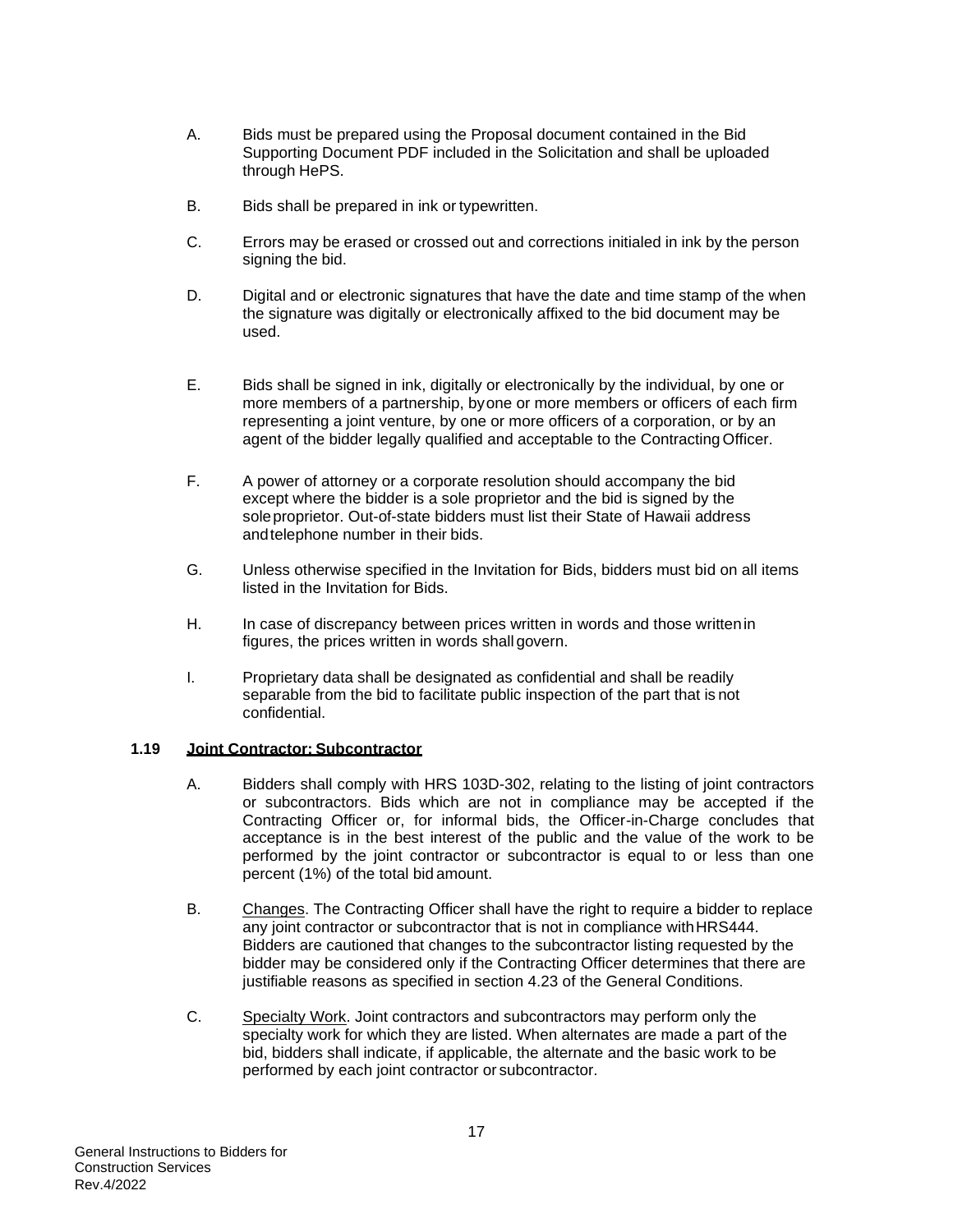A. Bids must be prepared using the Proposal document contained in the Bid Supporting Document PDF included in the Solicitation and shall be uploaded through HePS.

B. Bids shall be prepared in ink or typewritten.

C. Errors may be erased or crossed out and corrections initialed in ink by the person signing the bid.

D. Digital and or electronic signatures that have the date and time stamp of the when the signature was digitally or electronically affixed to the bid document may be used.

E. Bids shall be signed in ink, digitally or electronically by the individual, by one or more members of a partnership, by one or more members or officers of each firm representing a joint venture, by one or more officers of a corporation, or by an agent of the bidder legally qualified and acceptable to the Contracting Officer.

F. A power of attorney or a corporate resolution should accompany the bid except where the bidder is a sole proprietor and the bid is signed by the sole proprietor. Out-of-state bidders must list their State of Hawaii address and telephone number in their bids.

G. Unless otherwise specified in the Invitation for Bids, bidders must bid on all items listed in the Invitation for Bids.

H. In case of discrepancy between prices written in words and those written in figures, the prices written in words shall govern.

I. Proprietary data shall be designated as confidential and shall be readily separable from the bid to facilitate public inspection of the part that is not confidential.

### 1.19 Joint Contractor; Subcontractor

A. Bidders shall comply with HRS 103D-302, relating to the listing of joint contractors or subcontractors. Bids which are not in compliance may be accepted if the Contracting Officer or, for informal bids, the Officer-in-Charge concludes that acceptance is in the best interest of the public and the value of the work to be performed by the joint contractor or subcontractor is equal to or less than one percent (1%) of the total bid amount.

B. Changes. The Contracting Officer shall have the right to require a bidder to replace any joint contractor or subcontractor that is not in compliance with HRS444. Bidders are cautioned that changes to the subcontractor listing requested by the bidder may be considered only if the Contracting Officer determines that there are justifiable reasons as specified in section 4.23 of the General Conditions.

C. Specialty Work. Joint contractors and subcontractors may perform only the specialty work for which they are listed. When alternates are made a part of the bid, bidders shall indicate, if applicable, the alternate and the basic work to be performed by each joint contractor or subcontractor.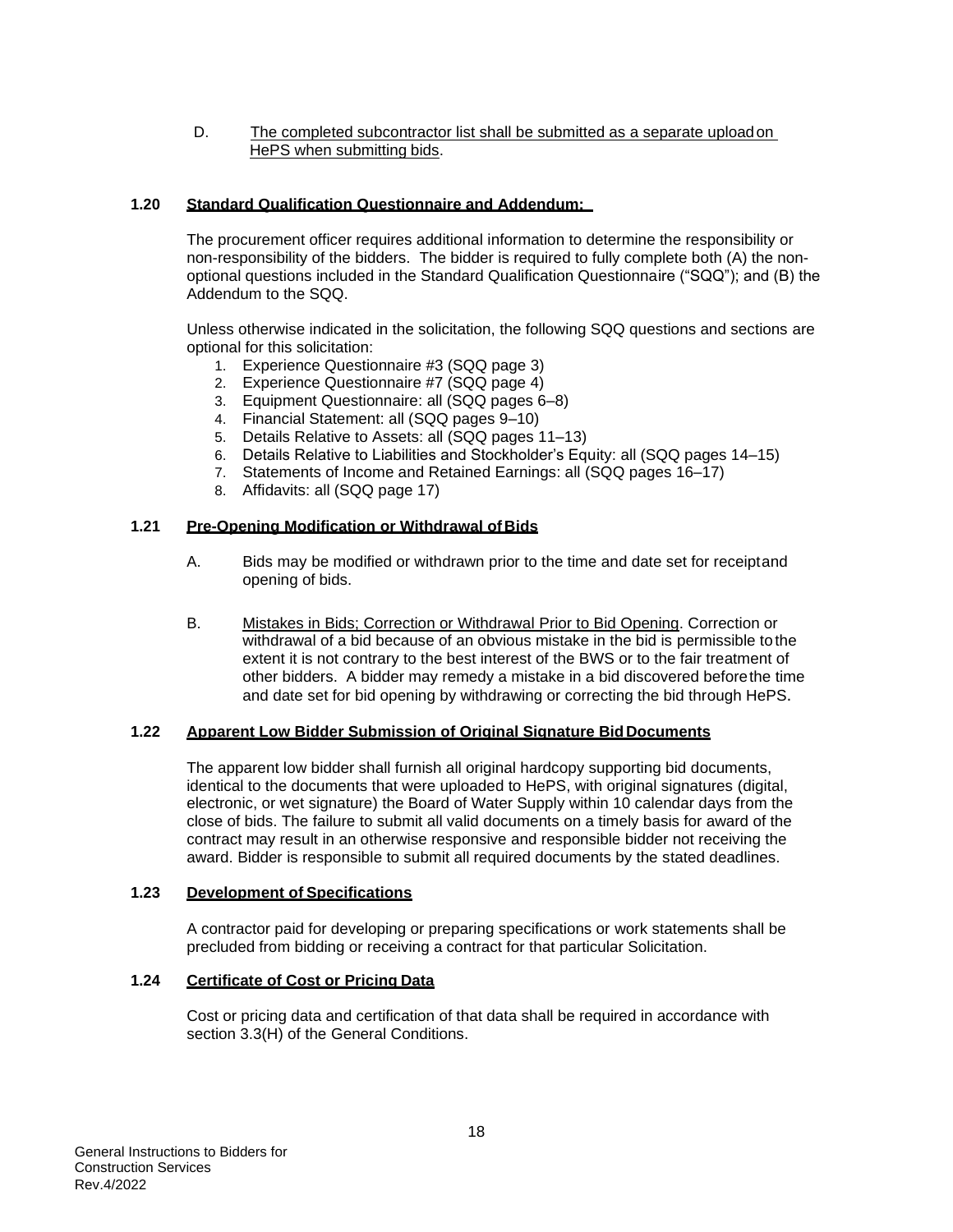D. The completed subcontractor list shall be submitted as a separate upload on HePS when submitting bids.

### 1.20 Standard Qualification Questionnaire and Addendum:

The procurement officer requires additional information to determine the responsibility or non-responsibility of the bidders. The bidder is required to fully complete both (A) the non-optional questions included in the Standard Qualification Questionnaire ("SQQ"); and (B) the Addendum to the SQQ.

Unless otherwise indicated in the solicitation, the following SQQ questions and sections are optional for this solicitation:

1. Experience Questionnaire #3 (SQQ page 3)
2. Experience Questionnaire #7 (SQQ page 4)
3. Equipment Questionnaire: all (SQQ pages 6–8)
4. Financial Statement: all (SQQ pages 9–10)
5. Details Relative to Assets: all (SQQ pages 11–13)
6. Details Relative to Liabilities and Stockholder's Equity: all (SQQ pages 14–15)
7. Statements of Income and Retained Earnings: all (SQQ pages 16–17)
8. Affidavits: all (SQQ page 17)

### 1.21 Pre-Opening Modification or Withdrawal of Bids

A. Bids may be modified or withdrawn prior to the time and date set for receipt and opening of bids.

B. Mistakes in Bids; Correction or Withdrawal Prior to Bid Opening. Correction or withdrawal of a bid because of an obvious mistake in the bid is permissible to the extent it is not contrary to the best interest of the BWS or to the fair treatment of other bidders. A bidder may remedy a mistake in a bid discovered before the time and date set for bid opening by withdrawing or correcting the bid through HePS.

### 1.22 Apparent Low Bidder Submission of Original Signature Bid Documents

The apparent low bidder shall furnish all original hardcopy supporting bid documents, identical to the documents that were uploaded to HePS, with original signatures (digital, electronic, or wet signature) the Board of Water Supply within 10 calendar days from the close of bids. The failure to submit all valid documents on a timely basis for award of the contract may result in an otherwise responsive and responsible bidder not receiving the award. Bidder is responsible to submit all required documents by the stated deadlines.

### 1.23 Development of Specifications

A contractor paid for developing or preparing specifications or work statements shall be precluded from bidding or receiving a contract for that particular Solicitation.

### 1.24 Certificate of Cost or Pricing Data

Cost or pricing data and certification of that data shall be required in accordance with section 3.3(H) of the General Conditions.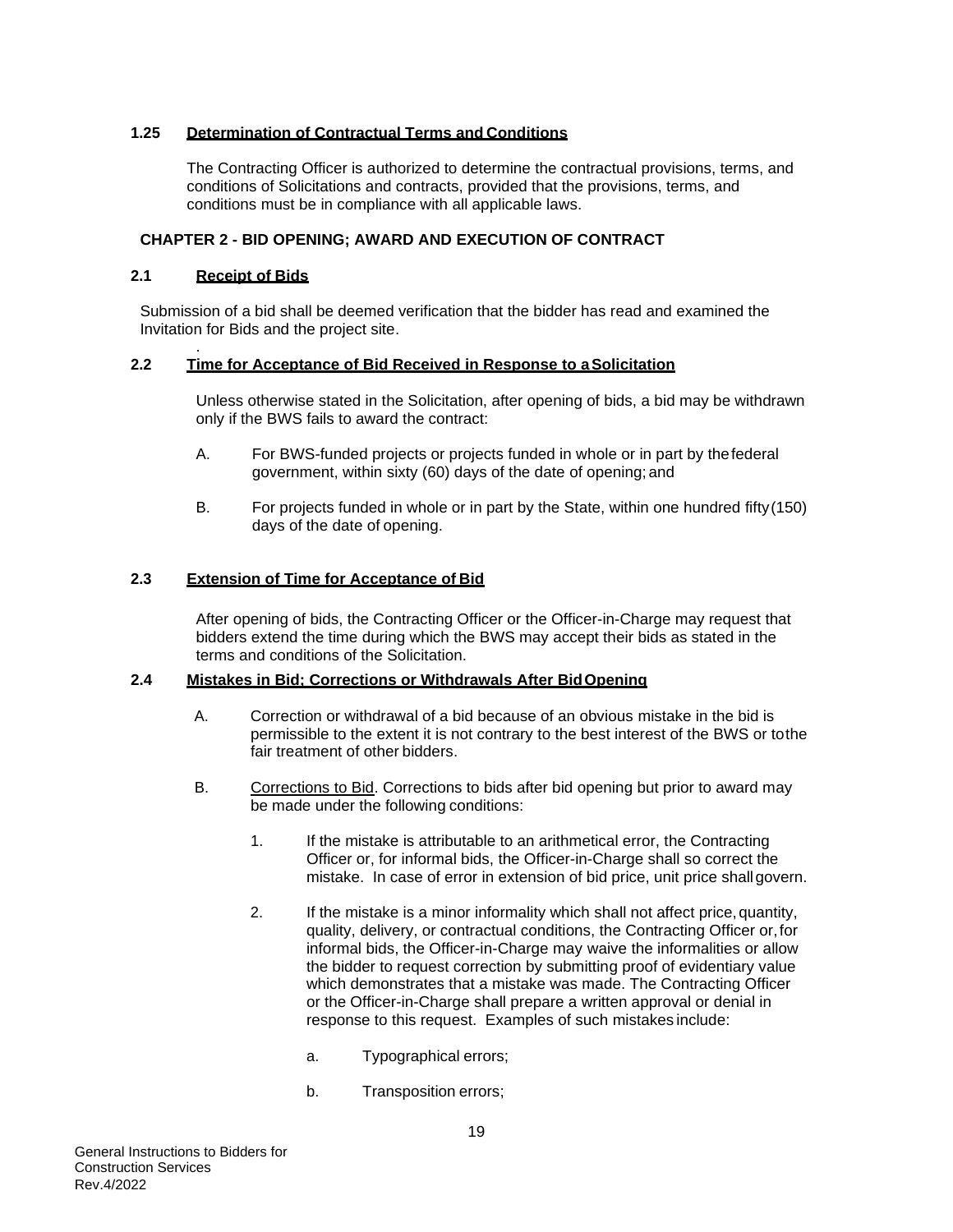### 1.25 Determination of Contractual Terms and Conditions

The Contracting Officer is authorized to determine the contractual provisions, terms, and conditions of Solicitations and contracts, provided that the provisions, terms, and conditions must be in compliance with all applicable laws.

## CHAPTER 2 - BID OPENING; AWARD AND EXECUTION OF CONTRACT

### 2.1 Receipt of Bids

Submission of a bid shall be deemed verification that the bidder has read and examined the Invitation for Bids and the project site.

### 2.2 Time for Acceptance of Bid Received in Response to a Solicitation

Unless otherwise stated in the Solicitation, after opening of bids, a bid may be withdrawn only if the BWS fails to award the contract:

A. For BWS-funded projects or projects funded in whole or in part by the federal government, within sixty (60) days of the date of opening; and

B. For projects funded in whole or in part by the State, within one hundred fifty (150) days of the date of opening.

### 2.3 Extension of Time for Acceptance of Bid

After opening of bids, the Contracting Officer or the Officer-in-Charge may request that bidders extend the time during which the BWS may accept their bids as stated in the terms and conditions of the Solicitation.

### 2.4 Mistakes in Bid; Corrections or Withdrawals After Bid Opening

A. Correction or withdrawal of a bid because of an obvious mistake in the bid is permissible to the extent it is not contrary to the best interest of the BWS or to the fair treatment of other bidders.

B. Corrections to Bid. Corrections to bids after bid opening but prior to award may be made under the following conditions:

1. If the mistake is attributable to an arithmetical error, the Contracting Officer or, for informal bids, the Officer-in-Charge shall so correct the mistake. In case of error in extension of bid price, unit price shall govern.

2. If the mistake is a minor informality which shall not affect price, quantity, quality, delivery, or contractual conditions, the Contracting Officer or, for informal bids, the Officer-in-Charge may waive the informalities or allow the bidder to request correction by submitting proof of evidentiary value which demonstrates that a mistake was made. The Contracting Officer or the Officer-in-Charge shall prepare a written approval or denial in response to this request. Examples of such mistakes include:

   a. Typographical errors;

   b. Transposition errors;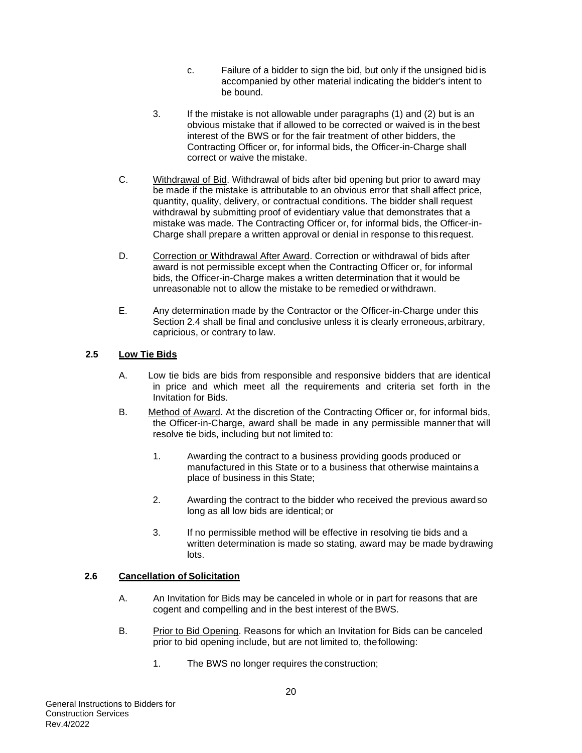c. Failure of a bidder to sign the bid, but only if the unsigned bid is accompanied by other material indicating the bidder's intent to be bound.

3. If the mistake is not allowable under paragraphs (1) and (2) but is an obvious mistake that if allowed to be corrected or waived is in the best interest of the BWS or for the fair treatment of other bidders, the Contracting Officer or, for informal bids, the Officer-in-Charge shall correct or waive the mistake.

C. Withdrawal of Bid. Withdrawal of bids after bid opening but prior to award may be made if the mistake is attributable to an obvious error that shall affect price, quantity, quality, delivery, or contractual conditions. The bidder shall request withdrawal by submitting proof of evidentiary value that demonstrates that a mistake was made. The Contracting Officer or, for informal bids, the Officer-in-Charge shall prepare a written approval or denial in response to this request.

D. Correction or Withdrawal After Award. Correction or withdrawal of bids after award is not permissible except when the Contracting Officer or, for informal bids, the Officer-in-Charge makes a written determination that it would be unreasonable not to allow the mistake to be remedied or withdrawn.

E. Any determination made by the Contractor or the Officer-in-Charge under this Section 2.4 shall be final and conclusive unless it is clearly erroneous, arbitrary, capricious, or contrary to law.

### 2.5 Low Tie Bids

A. Low tie bids are bids from responsible and responsive bidders that are identical in price and which meet all the requirements and criteria set forth in the Invitation for Bids.

B. Method of Award. At the discretion of the Contracting Officer or, for informal bids, the Officer-in-Charge, award shall be made in any permissible manner that will resolve tie bids, including but not limited to:

1. Awarding the contract to a business providing goods produced or manufactured in this State or to a business that otherwise maintains a place of business in this State;

2. Awarding the contract to the bidder who received the previous award so long as all low bids are identical; or

3. If no permissible method will be effective in resolving tie bids and a written determination is made so stating, award may be made by drawing lots.

### 2.6 Cancellation of Solicitation

A. An Invitation for Bids may be canceled in whole or in part for reasons that are cogent and compelling and in the best interest of the BWS.

B. Prior to Bid Opening. Reasons for which an Invitation for Bids can be canceled prior to bid opening include, but are not limited to, the following:

1. The BWS no longer requires the construction;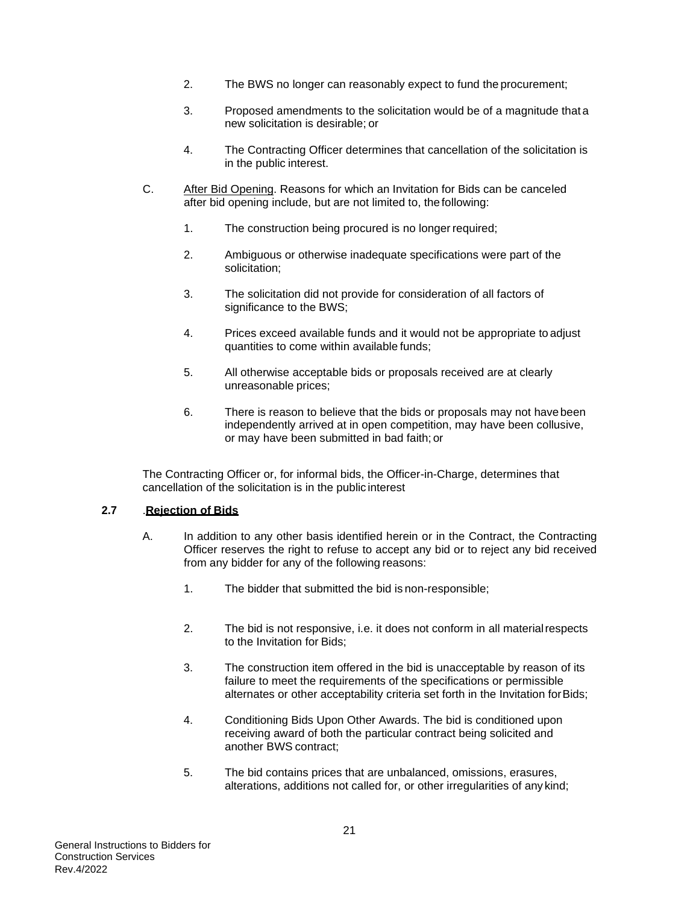2. The BWS no longer can reasonably expect to fund the procurement;

3. Proposed amendments to the solicitation would be of a magnitude that a new solicitation is desirable; or

4. The Contracting Officer determines that cancellation of the solicitation is in the public interest.

C. <u>After Bid Opening</u>. Reasons for which an Invitation for Bids can be canceled after bid opening include, but are not limited to, the following:

1. The construction being procured is no longer required;

2. Ambiguous or otherwise inadequate specifications were part of the solicitation;

3. The solicitation did not provide for consideration of all factors of significance to the BWS;

4. Prices exceed available funds and it would not be appropriate to adjust quantities to come within available funds;

5. All otherwise acceptable bids or proposals received are at clearly unreasonable prices;

6. There is reason to believe that the bids or proposals may not have been independently arrived at in open competition, may have been collusive, or may have been submitted in bad faith; or

The Contracting Officer or, for informal bids, the Officer-in-Charge, determines that cancellation of the solicitation is in the public interest

**2.7** .**<u>Rejection of Bids</u>**

A. In addition to any other basis identified herein or in the Contract, the Contracting Officer reserves the right to refuse to accept any bid or to reject any bid received from any bidder for any of the following reasons:

1. The bidder that submitted the bid is non-responsible;

2. The bid is not responsive, i.e. it does not conform in all material respects to the Invitation for Bids;

3. The construction item offered in the bid is unacceptable by reason of its failure to meet the requirements of the specifications or permissible alternates or other acceptability criteria set forth in the Invitation for Bids;

4. Conditioning Bids Upon Other Awards. The bid is conditioned upon receiving award of both the particular contract being solicited and another BWS contract;

5. The bid contains prices that are unbalanced, omissions, erasures, alterations, additions not called for, or other irregularities of any kind;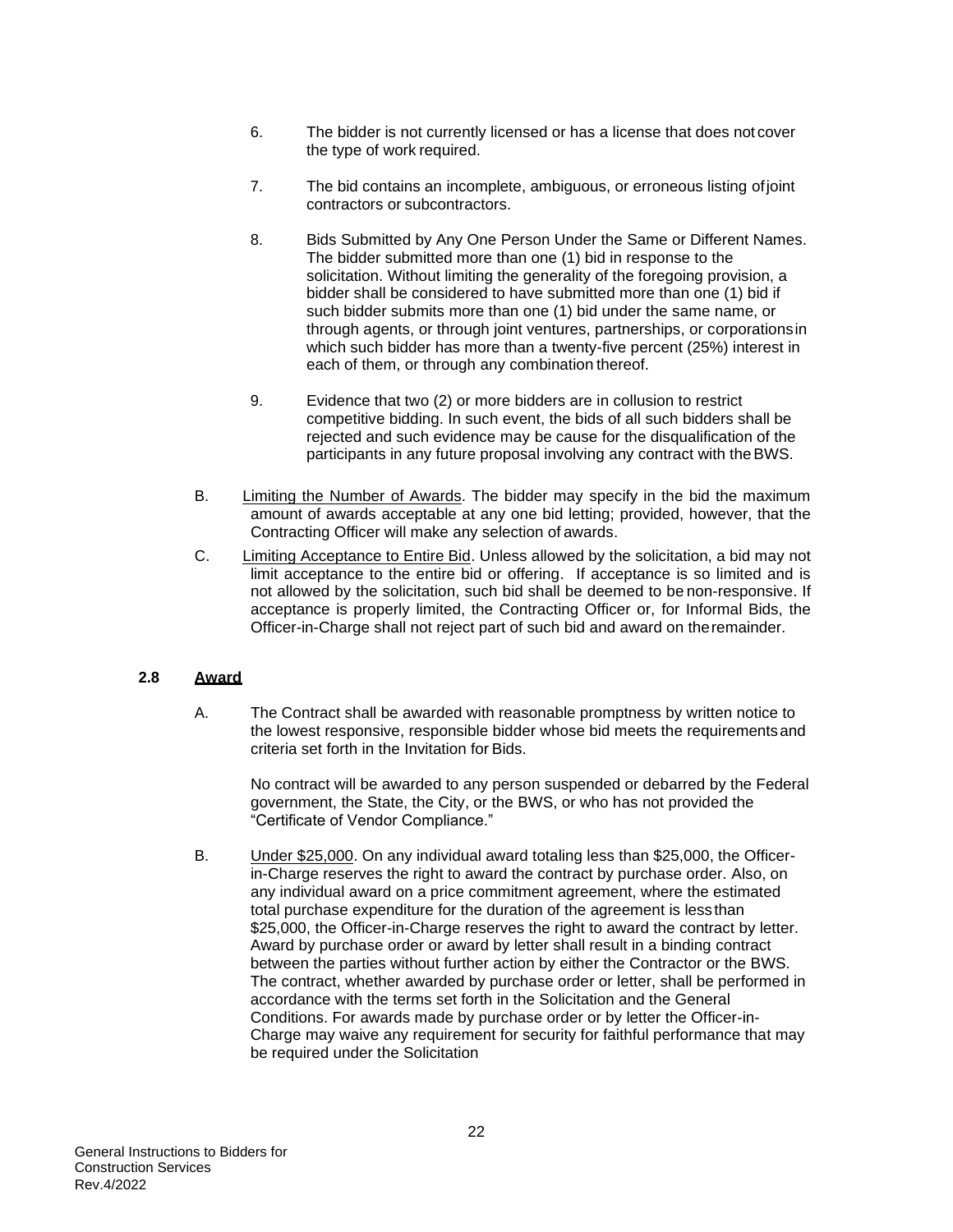6. The bidder is not currently licensed or has a license that does not cover the type of work required.

7. The bid contains an incomplete, ambiguous, or erroneous listing of joint contractors or subcontractors.

8. Bids Submitted by Any One Person Under the Same or Different Names. The bidder submitted more than one (1) bid in response to the solicitation. Without limiting the generality of the foregoing provision, a bidder shall be considered to have submitted more than one (1) bid if such bidder submits more than one (1) bid under the same name, or through agents, or through joint ventures, partnerships, or corporations in which such bidder has more than a twenty-five percent (25%) interest in each of them, or through any combination thereof.

9. Evidence that two (2) or more bidders are in collusion to restrict competitive bidding. In such event, the bids of all such bidders shall be rejected and such evidence may be cause for the disqualification of the participants in any future proposal involving any contract with the BWS.

B. Limiting the Number of Awards. The bidder may specify in the bid the maximum amount of awards acceptable at any one bid letting; provided, however, that the Contracting Officer will make any selection of awards.

C. Limiting Acceptance to Entire Bid. Unless allowed by the solicitation, a bid may not limit acceptance to the entire bid or offering. If acceptance is so limited and is not allowed by the solicitation, such bid shall be deemed to be non-responsive. If acceptance is properly limited, the Contracting Officer or, for Informal Bids, the Officer-in-Charge shall not reject part of such bid and award on the remainder.

## 2.8 Award

A. The Contract shall be awarded with reasonable promptness by written notice to the lowest responsive, responsible bidder whose bid meets the requirements and criteria set forth in the Invitation for Bids.

No contract will be awarded to any person suspended or debarred by the Federal government, the State, the City, or the BWS, or who has not provided the "Certificate of Vendor Compliance."

B. Under $25,000. On any individual award totaling less than $25,000, the Officer-in-Charge reserves the right to award the contract by purchase order. Also, on any individual award on a price commitment agreement, where the estimated total purchase expenditure for the duration of the agreement is less than $25,000, the Officer-in-Charge reserves the right to award the contract by letter. Award by purchase order or award by letter shall result in a binding contract between the parties without further action by either the Contractor or the BWS. The contract, whether awarded by purchase order or letter, shall be performed in accordance with the terms set forth in the Solicitation and the General Conditions. For awards made by purchase order or by letter the Officer-in-Charge may waive any requirement for security for faithful performance that may be required under the Solicitation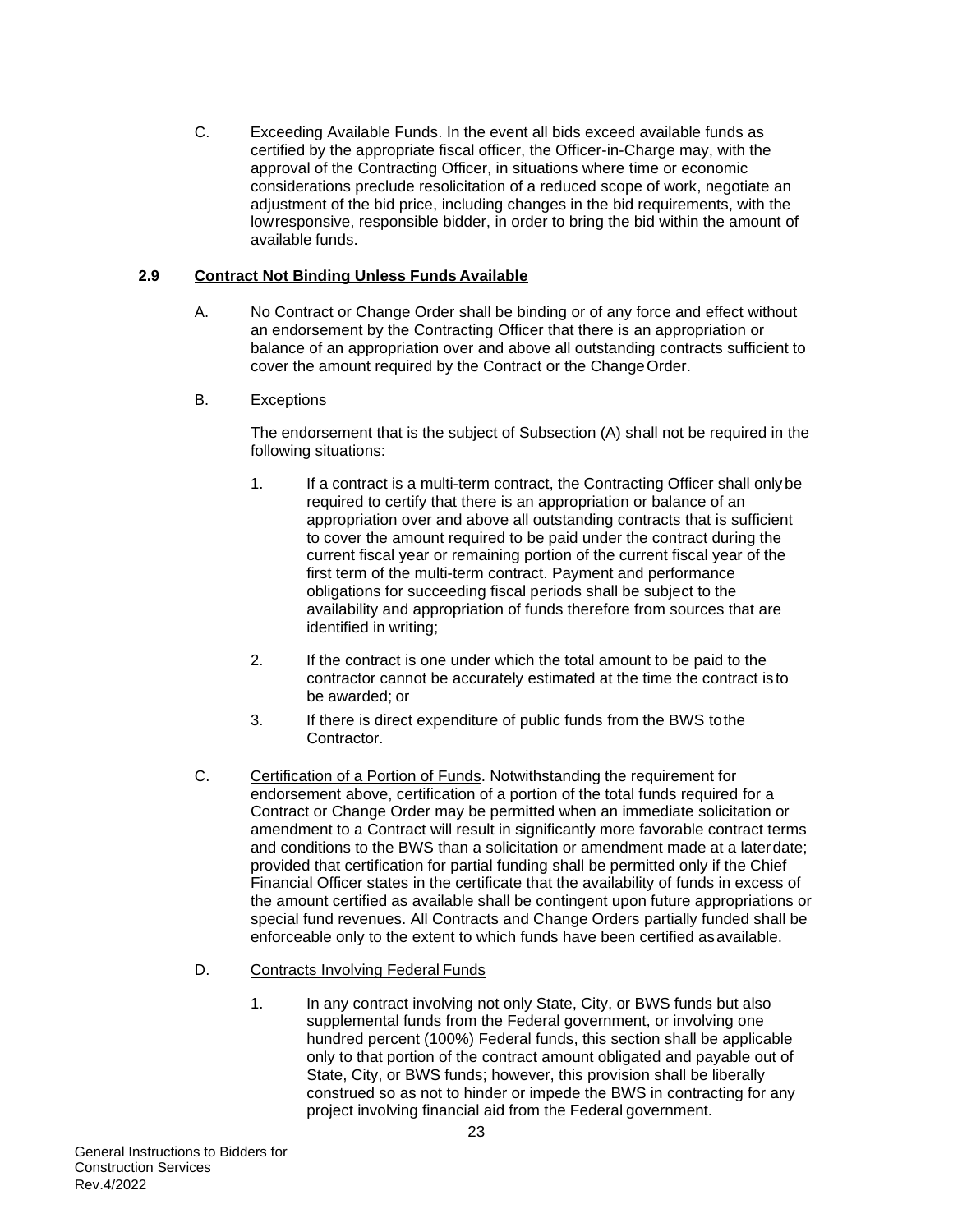C. Exceeding Available Funds. In the event all bids exceed available funds as certified by the appropriate fiscal officer, the Officer-in-Charge may, with the approval of the Contracting Officer, in situations where time or economic considerations preclude resolicitation of a reduced scope of work, negotiate an adjustment of the bid price, including changes in the bid requirements, with the low responsive, responsible bidder, in order to bring the bid within the amount of available funds.

### 2.9 Contract Not Binding Unless Funds Available

A. No Contract or Change Order shall be binding or of any force and effect without an endorsement by the Contracting Officer that there is an appropriation or balance of an appropriation over and above all outstanding contracts sufficient to cover the amount required by the Contract or the Change Order.

B. Exceptions

The endorsement that is the subject of Subsection (A) shall not be required in the following situations:

1. If a contract is a multi-term contract, the Contracting Officer shall only be required to certify that there is an appropriation or balance of an appropriation over and above all outstanding contracts that is sufficient to cover the amount required to be paid under the contract during the current fiscal year or remaining portion of the current fiscal year of the first term of the multi-term contract. Payment and performance obligations for succeeding fiscal periods shall be subject to the availability and appropriation of funds therefore from sources that are identified in writing;

2. If the contract is one under which the total amount to be paid to the contractor cannot be accurately estimated at the time the contract is to be awarded; or

3. If there is direct expenditure of public funds from the BWS to the Contractor.

C. Certification of a Portion of Funds. Notwithstanding the requirement for endorsement above, certification of a portion of the total funds required for a Contract or Change Order may be permitted when an immediate solicitation or amendment to a Contract will result in significantly more favorable contract terms and conditions to the BWS than a solicitation or amendment made at a later date; provided that certification for partial funding shall be permitted only if the Chief Financial Officer states in the certificate that the availability of funds in excess of the amount certified as available shall be contingent upon future appropriations or special fund revenues. All Contracts and Change Orders partially funded shall be enforceable only to the extent to which funds have been certified as available.

D. Contracts Involving Federal Funds

1. In any contract involving not only State, City, or BWS funds but also supplemental funds from the Federal government, or involving one hundred percent (100%) Federal funds, this section shall be applicable only to that portion of the contract amount obligated and payable out of State, City, or BWS funds; however, this provision shall be liberally construed so as not to hinder or impede the BWS in contracting for any project involving financial aid from the Federal government.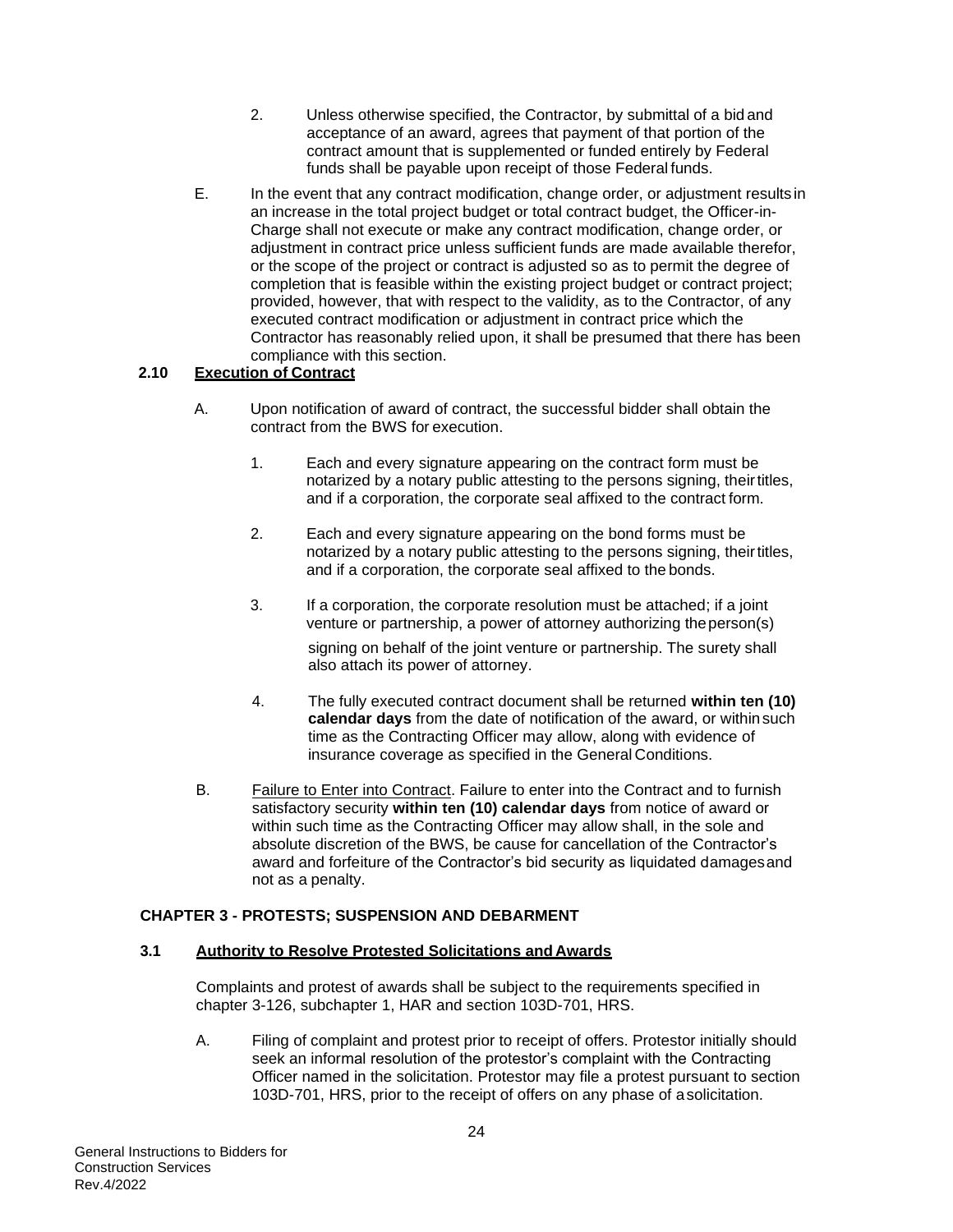2. Unless otherwise specified, the Contractor, by submittal of a bid and acceptance of an award, agrees that payment of that portion of the contract amount that is supplemented or funded entirely by Federal funds shall be payable upon receipt of those Federal funds.

E. In the event that any contract modification, change order, or adjustment results in an increase in the total project budget or total contract budget, the Officer-in-Charge shall not execute or make any contract modification, change order, or adjustment in contract price unless sufficient funds are made available therefor, or the scope of the project or contract is adjusted so as to permit the degree of completion that is feasible within the existing project budget or contract project; provided, however, that with respect to the validity, as to the Contractor, of any executed contract modification or adjustment in contract price which the Contractor has reasonably relied upon, it shall be presumed that there has been compliance with this section.

### 2.10 Execution of Contract

A. Upon notification of award of contract, the successful bidder shall obtain the contract from the BWS for execution.

1. Each and every signature appearing on the contract form must be notarized by a notary public attesting to the persons signing, their titles, and if a corporation, the corporate seal affixed to the contract form.

2. Each and every signature appearing on the bond forms must be notarized by a notary public attesting to the persons signing, their titles, and if a corporation, the corporate seal affixed to the bonds.

3. If a corporation, the corporate resolution must be attached; if a joint venture or partnership, a power of attorney authorizing the person(s) signing on behalf of the joint venture or partnership. The surety shall also attach its power of attorney.

4. The fully executed contract document shall be returned **within ten (10) calendar days** from the date of notification of the award, or within such time as the Contracting Officer may allow, along with evidence of insurance coverage as specified in the General Conditions.

B. Failure to Enter into Contract. Failure to enter into the Contract and to furnish satisfactory security **within ten (10) calendar days** from notice of award or within such time as the Contracting Officer may allow shall, in the sole and absolute discretion of the BWS, be cause for cancellation of the Contractor's award and forfeiture of the Contractor's bid security as liquidated damages and not as a penalty.

## CHAPTER 3 - PROTESTS; SUSPENSION AND DEBARMENT

### 3.1 Authority to Resolve Protested Solicitations and Awards

Complaints and protest of awards shall be subject to the requirements specified in chapter 3-126, subchapter 1, HAR and section 103D-701, HRS.

A. Filing of complaint and protest prior to receipt of offers. Protestor initially should seek an informal resolution of the protestor's complaint with the Contracting Officer named in the solicitation. Protestor may file a protest pursuant to section 103D-701, HRS, prior to the receipt of offers on any phase of a solicitation.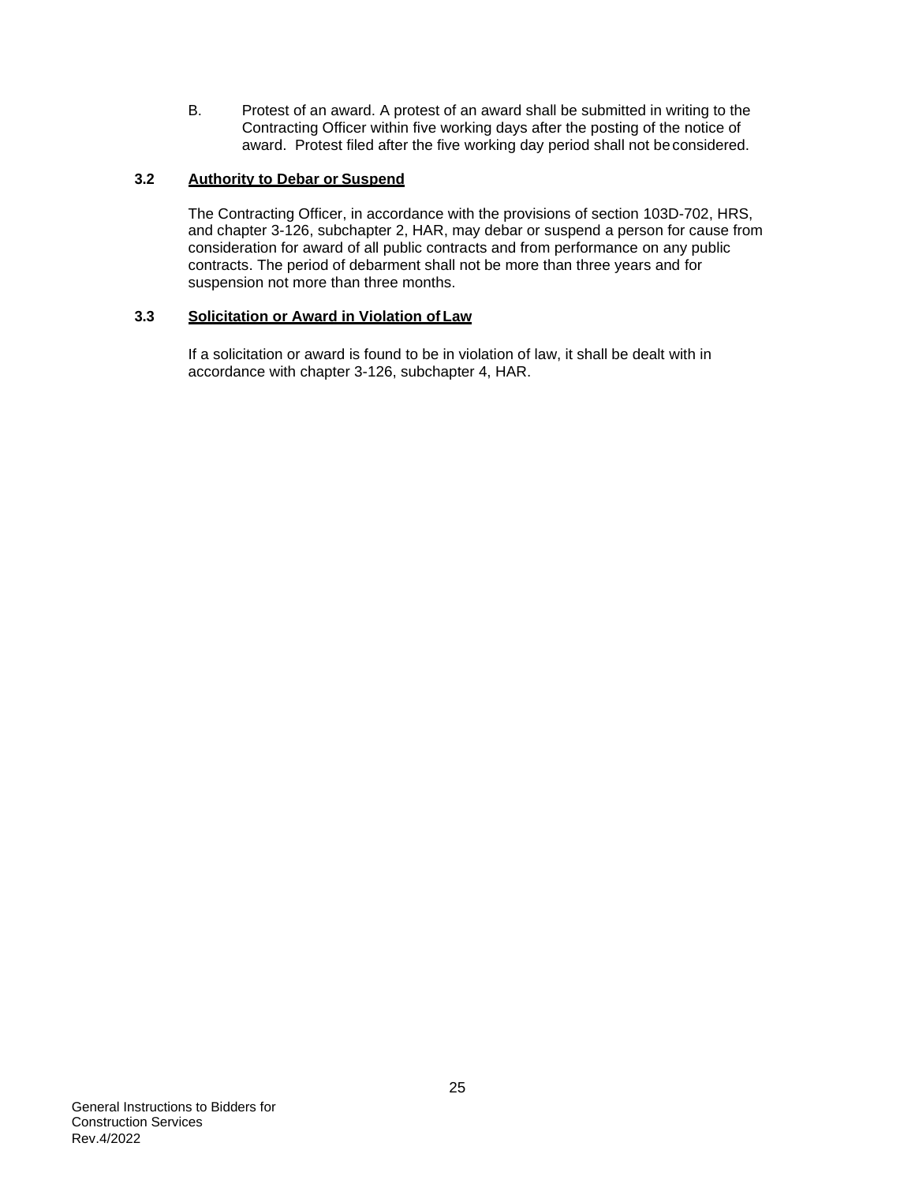B. Protest of an award. A protest of an award shall be submitted in writing to the Contracting Officer within five working days after the posting of the notice of award. Protest filed after the five working day period shall not be considered.

### 3.2 Authority to Debar or Suspend

The Contracting Officer, in accordance with the provisions of section 103D-702, HRS, and chapter 3-126, subchapter 2, HAR, may debar or suspend a person for cause from consideration for award of all public contracts and from performance on any public contracts. The period of debarment shall not be more than three years and for suspension not more than three months.

### 3.3 Solicitation or Award in Violation of Law

If a solicitation or award is found to be in violation of law, it shall be dealt with in accordance with chapter 3-126, subchapter 4, HAR.